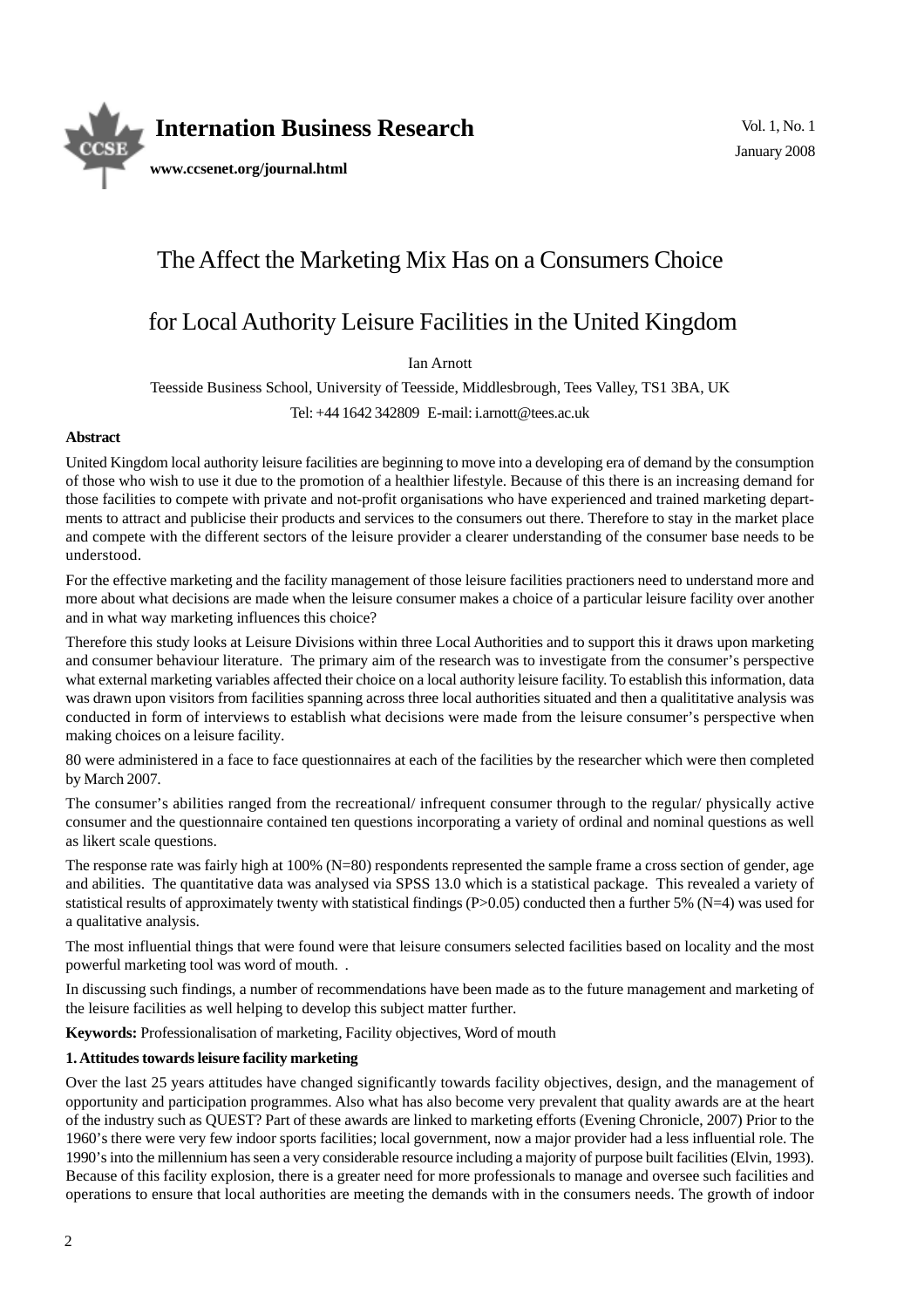# The Affect the Marketing Mix Has on a Consumers Choice for Local Authority Leisure Facilities in the United Kingdom

Ian Arnott

Teesside Business School, University of Teesside, Middlesbrough, Tees Valley, TS1 3BA, UK

Tel: +44 1642 342809 E-mail: i.arnott@tees.ac.uk

**Abstract**

United Kingdom local authority leisure facilities are beginning to move into a developing era of demand by the consumption of those who wish to use it due to the promotion of a healthier lifestyle. Because of this there is an increasing demand for those facilities to compete with private and not-profit organisations who have experienced and trained marketing departments to attract and publicise their products and services to the consumers out there. Therefore to stay in the market place and compete with the different sectors of the leisure provider a clearer understanding of the consumer base needs to be understood.

For the effective marketing and the facility management of those leisure facilities practioners need to understand more and more about what decisions are made when the leisure consumer makes a choice of a particular leisure facility over another and in what way marketing influences this choice?

Therefore this study looks at Leisure Divisions within three Local Authorities and to support this it draws upon marketing and consumer behaviour literature. The primary aim of the research was to investigate from the consumer's perspective what external marketing variables affected their choice on a local authority leisure facility. To establish this information, data was drawn upon visitors from facilities spanning across three local authorities situated and then a qualititative analysis was conducted in form of interviews to establish what decisions were made from the leisure consumer's perspective when making choices on a leisure facility.

80 were administered in a face to face questionnaires at each of the facilities by the researcher which were then completed by March 2007.

The consumer's abilities ranged from the recreational/ infrequent consumer through to the regular/ physically active consumer and the questionnaire contained ten questions incorporating a variety of ordinal and nominal questions as well as likert scale questions.

The response rate was fairly high at 100% (N=80) respondents represented the sample frame a cross section of gender, age and abilities. The quantitative data was analysed via SPSS 13.0 which is a statistical package. This revealed a variety of statistical results of approximately twenty with statistical findings ($P>0.05$) conducted then a further 5% (N=4) was used for a qualitative analysis.

The most influential things that were found were that leisure consumers selected facilities based on locality and the most powerful marketing tool was word of mouth. .

In discussing such findings, a number of recommendations have been made as to the future management and marketing of the leisure facilities as well helping to develop this subject matter further.

**Keywords:** Professionalisation of marketing, Facility objectives, Word of mouth

## 1. Attitudes towards leisure facility marketing

Over the last 25 years attitudes have changed significantly towards facility objectives, design, and the management of opportunity and participation programmes. Also what has also become very prevalent that quality awards are at the heart of the industry such as QUEST? Part of these awards are linked to marketing efforts (Evening Chronicle, 2007) Prior to the 1960's there were very few indoor sports facilities; local government, now a major provider had a less influential role. The 1990's into the millennium has seen a very considerable resource including a majority of purpose built facilities (Elvin, 1993). Because of this facility explosion, there is a greater need for more professionals to manage and oversee such facilities and operations to ensure that local authorities are meeting the demands with in the consumers needs. The growth of indoor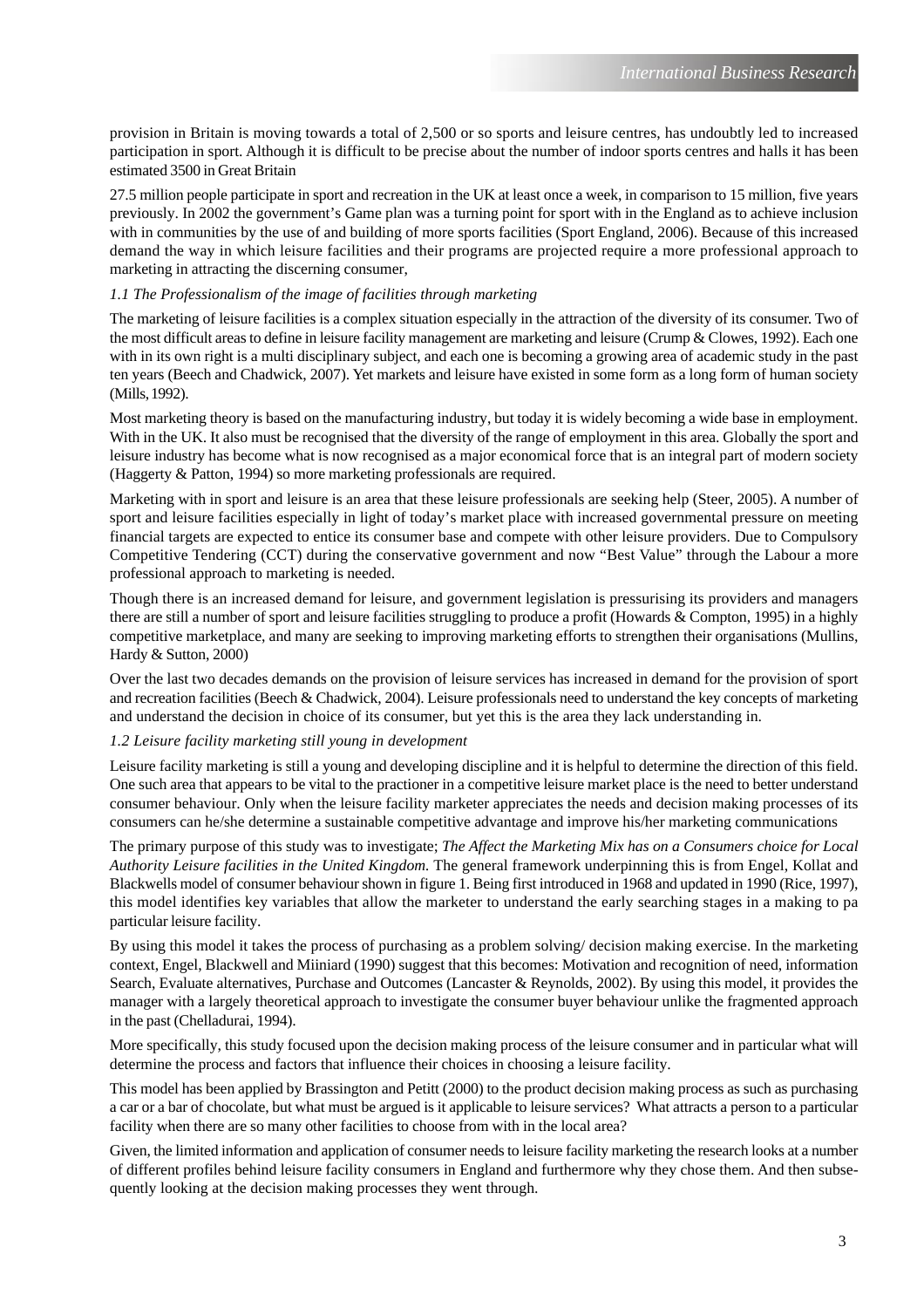provision in Britain is moving towards a total of 2,500 or so sports and leisure centres, has undoubtly led to increased participation in sport. Although it is difficult to be precise about the number of indoor sports centres and halls it has been estimated 3500 in Great Britain

27.5 million people participate in sport and recreation in the UK at least once a week, in comparison to 15 million, five years previously. In 2002 the government's Game plan was a turning point for sport with in the England as to achieve inclusion with in communities by the use of and building of more sports facilities (Sport England, 2006). Because of this increased demand the way in which leisure facilities and their programs are projected require a more professional approach to marketing in attracting the discerning consumer,

### *1.1 The Professionalism of the image of facilities through marketing*

The marketing of leisure facilities is a complex situation especially in the attraction of the diversity of its consumer. Two of the most difficult areas to define in leisure facility management are marketing and leisure (Crump & Clowes, 1992). Each one with in its own right is a multi disciplinary subject, and each one is becoming a growing area of academic study in the past ten years (Beech and Chadwick, 2007). Yet markets and leisure have existed in some form as a long form of human society (Mills, 1992).

Most marketing theory is based on the manufacturing industry, but today it is widely becoming a wide base in employment. With in the UK. It also must be recognised that the diversity of the range of employment in this area. Globally the sport and leisure industry has become what is now recognised as a major economical force that is an integral part of modern society (Haggerty & Patton, 1994) so more marketing professionals are required.

Marketing with in sport and leisure is an area that these leisure professionals are seeking help (Steer, 2005). A number of sport and leisure facilities especially in light of today's market place with increased governmental pressure on meeting financial targets are expected to entice its consumer base and compete with other leisure providers. Due to Compulsory Competitive Tendering (CCT) during the conservative government and now "Best Value" through the Labour a more professional approach to marketing is needed.

Though there is an increased demand for leisure, and government legislation is pressurising its providers and managers there are still a number of sport and leisure facilities struggling to produce a profit (Howards & Compton, 1995) in a highly competitive marketplace, and many are seeking to improving marketing efforts to strengthen their organisations (Mullins, Hardy & Sutton, 2000)

Over the last two decades demands on the provision of leisure services has increased in demand for the provision of sport and recreation facilities (Beech & Chadwick, 2004). Leisure professionals need to understand the key concepts of marketing and understand the decision in choice of its consumer, but yet this is the area they lack understanding in.

### *1.2 Leisure facility marketing still young in development*

Leisure facility marketing is still a young and developing discipline and it is helpful to determine the direction of this field. One such area that appears to be vital to the practioner in a competitive leisure market place is the need to better understand consumer behaviour. Only when the leisure facility marketer appreciates the needs and decision making processes of its consumers can he/she determine a sustainable competitive advantage and improve his/her marketing communications

The primary purpose of this study was to investigate; *The Affect the Marketing Mix has on a Consumers choice for Local Authority Leisure facilities in the United Kingdom.* The general framework underpinning this is from Engel, Kollat and Blackwells model of consumer behaviour shown in figure 1. Being first introduced in 1968 and updated in 1990 (Rice, 1997), this model identifies key variables that allow the marketer to understand the early searching stages in a making to pa particular leisure facility.

By using this model it takes the process of purchasing as a problem solving/ decision making exercise. In the marketing context, Engel, Blackwell and Miiniard (1990) suggest that this becomes: Motivation and recognition of need, information Search, Evaluate alternatives, Purchase and Outcomes (Lancaster & Reynolds, 2002). By using this model, it provides the manager with a largely theoretical approach to investigate the consumer buyer behaviour unlike the fragmented approach in the past (Chelladurai, 1994).

More specifically, this study focused upon the decision making process of the leisure consumer and in particular what will determine the process and factors that influence their choices in choosing a leisure facility.

This model has been applied by Brassington and Petitt (2000) to the product decision making process as such as purchasing a car or a bar of chocolate, but what must be argued is it applicable to leisure services? What attracts a person to a particular facility when there are so many other facilities to choose from with in the local area?

Given, the limited information and application of consumer needs to leisure facility marketing the research looks at a number of different profiles behind leisure facility consumers in England and furthermore why they chose them. And then subsequently looking at the decision making processes they went through.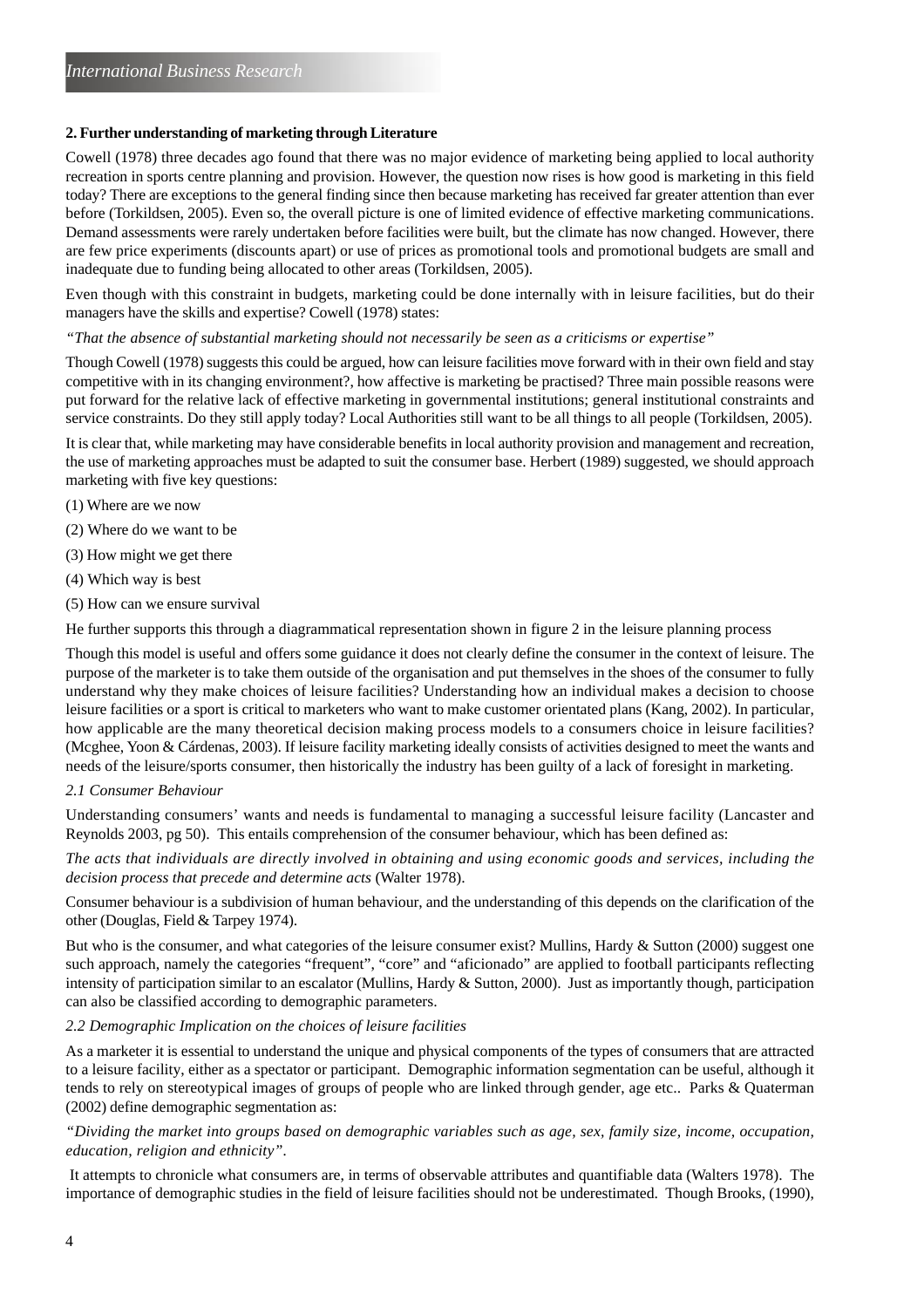## 2. Further understanding of marketing through Literature

Cowell (1978) three decades ago found that there was no major evidence of marketing being applied to local authority recreation in sports centre planning and provision. However, the question now rises is how good is marketing in this field today? There are exceptions to the general finding since then because marketing has received far greater attention than ever before (Torkildsen, 2005). Even so, the overall picture is one of limited evidence of effective marketing communications. Demand assessments were rarely undertaken before facilities were built, but the climate has now changed. However, there are few price experiments (discounts apart) or use of prices as promotional tools and promotional budgets are small and inadequate due to funding being allocated to other areas (Torkildsen, 2005).

Even though with this constraint in budgets, marketing could be done internally with in leisure facilities, but do their managers have the skills and expertise? Cowell (1978) states:

*"That the absence of substantial marketing should not necessarily be seen as a criticisms or expertise"*

Though Cowell (1978) suggests this could be argued, how can leisure facilities move forward with in their own field and stay competitive with in its changing environment?, how affective is marketing be practised? Three main possible reasons were put forward for the relative lack of effective marketing in governmental institutions; general institutional constraints and service constraints. Do they still apply today? Local Authorities still want to be all things to all people (Torkildsen, 2005).

It is clear that, while marketing may have considerable benefits in local authority provision and management and recreation, the use of marketing approaches must be adapted to suit the consumer base. Herbert (1989) suggested, we should approach marketing with five key questions:

(1) Where are we now

(2) Where do we want to be

(3) How might we get there

(4) Which way is best

(5) How can we ensure survival

He further supports this through a diagrammatical representation shown in figure 2 in the leisure planning process

Though this model is useful and offers some guidance it does not clearly define the consumer in the context of leisure. The purpose of the marketer is to take them outside of the organisation and put themselves in the shoes of the consumer to fully understand why they make choices of leisure facilities? Understanding how an individual makes a decision to choose leisure facilities or a sport is critical to marketers who want to make customer orientated plans (Kang, 2002). In particular, how applicable are the many theoretical decision making process models to a consumers choice in leisure facilities? (Mcghee, Yoon & Cárdenas, 2003). If leisure facility marketing ideally consists of activities designed to meet the wants and needs of the leisure/sports consumer, then historically the industry has been guilty of a lack of foresight in marketing.

### *2.1 Consumer Behaviour*

Understanding consumers' wants and needs is fundamental to managing a successful leisure facility (Lancaster and Reynolds 2003, pg 50). This entails comprehension of the consumer behaviour, which has been defined as:

*The acts that individuals are directly involved in obtaining and using economic goods and services, including the decision process that precede and determine acts* (Walter 1978).

Consumer behaviour is a subdivision of human behaviour, and the understanding of this depends on the clarification of the other (Douglas, Field & Tarpey 1974).

But who is the consumer, and what categories of the leisure consumer exist? Mullins, Hardy & Sutton (2000) suggest one such approach, namely the categories "frequent", "core" and "aficionado" are applied to football participants reflecting intensity of participation similar to an escalator (Mullins, Hardy & Sutton, 2000). Just as importantly though, participation can also be classified according to demographic parameters.

### *2.2 Demographic Implication on the choices of leisure facilities*

As a marketer it is essential to understand the unique and physical components of the types of consumers that are attracted to a leisure facility, either as a spectator or participant. Demographic information segmentation can be useful, although it tends to rely on stereotypical images of groups of people who are linked through gender, age etc.. Parks & Quaterman (2002) define demographic segmentation as:

*"Dividing the market into groups based on demographic variables such as age, sex, family size, income, occupation, education, religion and ethnicity".*

It attempts to chronicle what consumers are, in terms of observable attributes and quantifiable data (Walters 1978). The importance of demographic studies in the field of leisure facilities should not be underestimated. Though Brooks, (1990),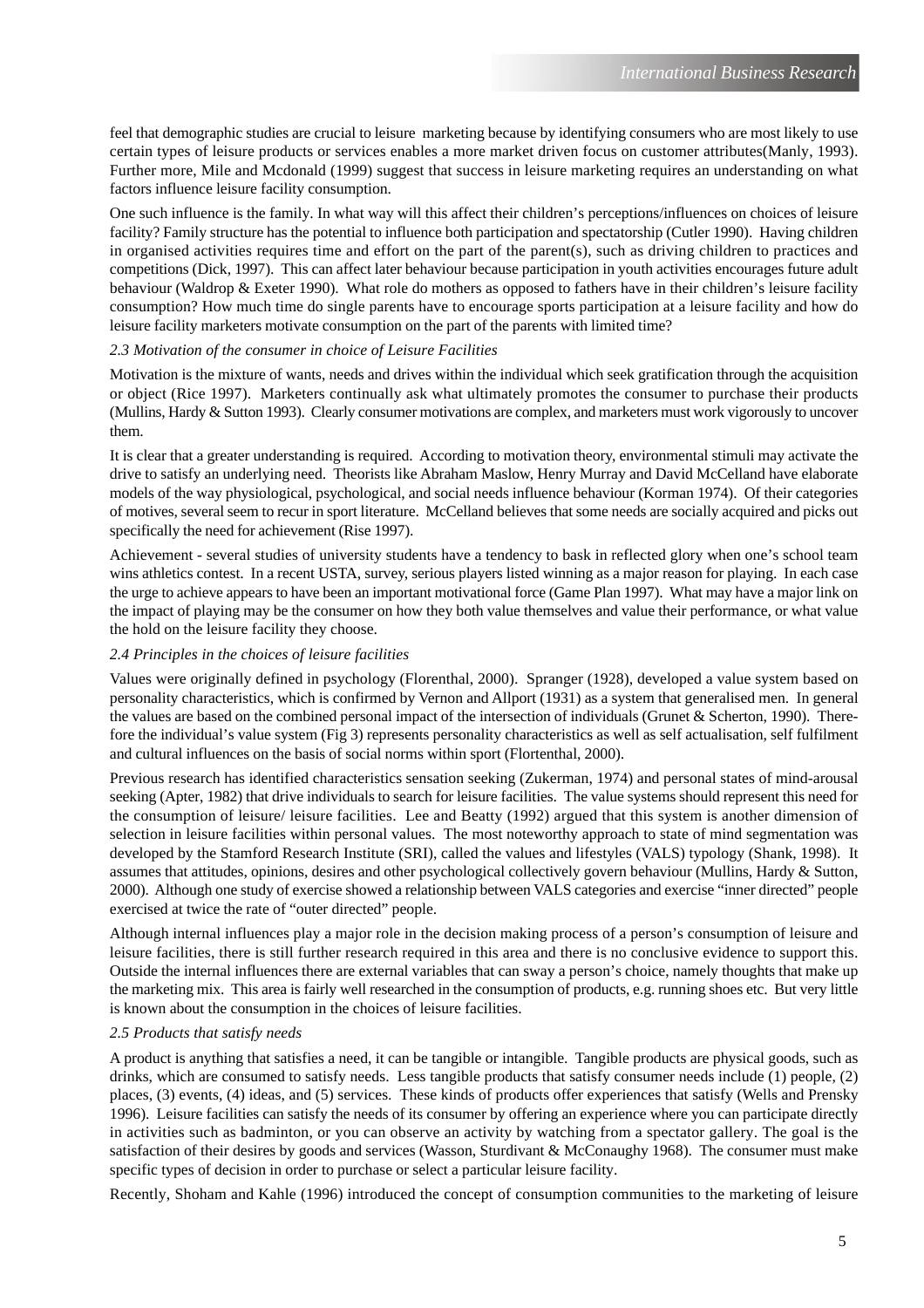feel that demographic studies are crucial to leisure marketing because by identifying consumers who are most likely to use certain types of leisure products or services enables a more market driven focus on customer attributes(Manly, 1993). Further more, Mile and Mcdonald (1999) suggest that success in leisure marketing requires an understanding on what factors influence leisure facility consumption.

One such influence is the family. In what way will this affect their children's perceptions/influences on choices of leisure facility? Family structure has the potential to influence both participation and spectatorship (Cutler 1990). Having children in organised activities requires time and effort on the part of the parent(s), such as driving children to practices and competitions (Dick, 1997). This can affect later behaviour because participation in youth activities encourages future adult behaviour (Waldrop & Exeter 1990). What role do mothers as opposed to fathers have in their children's leisure facility consumption? How much time do single parents have to encourage sports participation at a leisure facility and how do leisure facility marketers motivate consumption on the part of the parents with limited time?

### *2.3 Motivation of the consumer in choice of Leisure Facilities*

Motivation is the mixture of wants, needs and drives within the individual which seek gratification through the acquisition or object (Rice 1997). Marketers continually ask what ultimately promotes the consumer to purchase their products (Mullins, Hardy & Sutton 1993). Clearly consumer motivations are complex, and marketers must work vigorously to uncover them.

It is clear that a greater understanding is required. According to motivation theory, environmental stimuli may activate the drive to satisfy an underlying need. Theorists like Abraham Maslow, Henry Murray and David McCelland have elaborate models of the way physiological, psychological, and social needs influence behaviour (Korman 1974). Of their categories of motives, several seem to recur in sport literature. McCelland believes that some needs are socially acquired and picks out specifically the need for achievement (Rise 1997).

Achievement - several studies of university students have a tendency to bask in reflected glory when one's school team wins athletics contest. In a recent USTA, survey, serious players listed winning as a major reason for playing. In each case the urge to achieve appears to have been an important motivational force (Game Plan 1997). What may have a major link on the impact of playing may be the consumer on how they both value themselves and value their performance, or what value the hold on the leisure facility they choose.

### *2.4 Principles in the choices of leisure facilities*

Values were originally defined in psychology (Florenthal, 2000). Spranger (1928), developed a value system based on personality characteristics, which is confirmed by Vernon and Allport (1931) as a system that generalised men. In general the values are based on the combined personal impact of the intersection of individuals (Grunet & Scherton, 1990). Therefore the individual's value system (Fig 3) represents personality characteristics as well as self actualisation, self fulfilment and cultural influences on the basis of social norms within sport (Flortenthal, 2000).

Previous research has identified characteristics sensation seeking (Zukerman, 1974) and personal states of mind-arousal seeking (Apter, 1982) that drive individuals to search for leisure facilities. The value systems should represent this need for the consumption of leisure/ leisure facilities. Lee and Beatty (1992) argued that this system is another dimension of selection in leisure facilities within personal values. The most noteworthy approach to state of mind segmentation was developed by the Stamford Research Institute (SRI), called the values and lifestyles (VALS) typology (Shank, 1998). It assumes that attitudes, opinions, desires and other psychological collectively govern behaviour (Mullins, Hardy & Sutton, 2000). Although one study of exercise showed a relationship between VALS categories and exercise "inner directed" people exercised at twice the rate of "outer directed" people.

Although internal influences play a major role in the decision making process of a person's consumption of leisure and leisure facilities, there is still further research required in this area and there is no conclusive evidence to support this. Outside the internal influences there are external variables that can sway a person's choice, namely thoughts that make up the marketing mix. This area is fairly well researched in the consumption of products, e.g. running shoes etc. But very little is known about the consumption in the choices of leisure facilities.

### *2.5 Products that satisfy needs*

A product is anything that satisfies a need, it can be tangible or intangible. Tangible products are physical goods, such as drinks, which are consumed to satisfy needs. Less tangible products that satisfy consumer needs include (1) people, (2) places, (3) events, (4) ideas, and (5) services. These kinds of products offer experiences that satisfy (Wells and Prensky 1996). Leisure facilities can satisfy the needs of its consumer by offering an experience where you can participate directly in activities such as badminton, or you can observe an activity by watching from a spectator gallery. The goal is the satisfaction of their desires by goods and services (Wasson, Sturdivant & McConaughy 1968). The consumer must make specific types of decision in order to purchase or select a particular leisure facility.

Recently, Shoham and Kahle (1996) introduced the concept of consumption communities to the marketing of leisure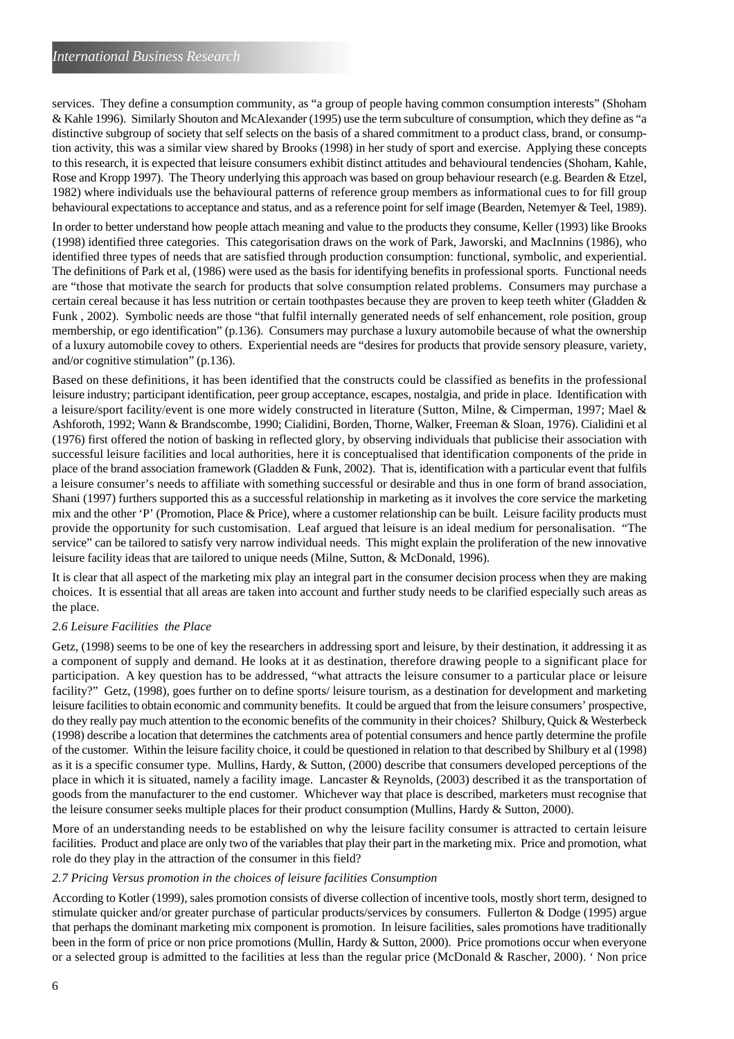services. They define a consumption community, as "a group of people having common consumption interests" (Shoham & Kahle 1996). Similarly Shouton and McAlexander (1995) use the term subculture of consumption, which they define as "a distinctive subgroup of society that self selects on the basis of a shared commitment to a product class, brand, or consumption activity, this was a similar view shared by Brooks (1998) in her study of sport and exercise. Applying these concepts to this research, it is expected that leisure consumers exhibit distinct attitudes and behavioural tendencies (Shoham, Kahle, Rose and Kropp 1997). The Theory underlying this approach was based on group behaviour research (e.g. Bearden & Etzel, 1982) where individuals use the behavioural patterns of reference group members as informational cues to for fill group behavioural expectations to acceptance and status, and as a reference point for self image (Bearden, Netemyer & Teel, 1989).

In order to better understand how people attach meaning and value to the products they consume, Keller (1993) like Brooks (1998) identified three categories. This categorisation draws on the work of Park, Jaworski, and MacInnins (1986), who identified three types of needs that are satisfied through production consumption: functional, symbolic, and experiential. The definitions of Park et al, (1986) were used as the basis for identifying benefits in professional sports. Functional needs are "those that motivate the search for products that solve consumption related problems. Consumers may purchase a certain cereal because it has less nutrition or certain toothpastes because they are proven to keep teeth whiter (Gladden & Funk , 2002). Symbolic needs are those "that fulfil internally generated needs of self enhancement, role position, group membership, or ego identification" (p.136). Consumers may purchase a luxury automobile because of what the ownership of a luxury automobile covey to others. Experiential needs are "desires for products that provide sensory pleasure, variety, and/or cognitive stimulation" (p.136).

Based on these definitions, it has been identified that the constructs could be classified as benefits in the professional leisure industry; participant identification, peer group acceptance, escapes, nostalgia, and pride in place. Identification with a leisure/sport facility/event is one more widely constructed in literature (Sutton, Milne, & Cimperman, 1997; Mael & Ashforoth, 1992; Wann & Brandscombe, 1990; Cialidini, Borden, Thorne, Walker, Freeman & Sloan, 1976). Cialidini et al (1976) first offered the notion of basking in reflected glory, by observing individuals that publicise their association with successful leisure facilities and local authorities, here it is conceptualised that identification components of the pride in place of the brand association framework (Gladden & Funk, 2002). That is, identification with a particular event that fulfils a leisure consumer's needs to affiliate with something successful or desirable and thus in one form of brand association, Shani (1997) furthers supported this as a successful relationship in marketing as it involves the core service the marketing mix and the other 'P' (Promotion, Place & Price), where a customer relationship can be built. Leisure facility products must provide the opportunity for such customisation. Leaf argued that leisure is an ideal medium for personalisation. "The service" can be tailored to satisfy very narrow individual needs. This might explain the proliferation of the new innovative leisure facility ideas that are tailored to unique needs (Milne, Sutton, & McDonald, 1996).

It is clear that all aspect of the marketing mix play an integral part in the consumer decision process when they are making choices. It is essential that all areas are taken into account and further study needs to be clarified especially such areas as the place.

### *2.6 Leisure Facilities the Place*

Getz, (1998) seems to be one of key the researchers in addressing sport and leisure, by their destination, it addressing it as a component of supply and demand. He looks at it as destination, therefore drawing people to a significant place for participation. A key question has to be addressed, "what attracts the leisure consumer to a particular place or leisure facility?" Getz, (1998), goes further on to define sports/ leisure tourism, as a destination for development and marketing leisure facilities to obtain economic and community benefits. It could be argued that from the leisure consumers' prospective, do they really pay much attention to the economic benefits of the community in their choices? Shilbury, Quick & Westerbeck (1998) describe a location that determines the catchments area of potential consumers and hence partly determine the profile of the customer. Within the leisure facility choice, it could be questioned in relation to that described by Shilbury et al (1998) as it is a specific consumer type. Mullins, Hardy, & Sutton, (2000) describe that consumers developed perceptions of the place in which it is situated, namely a facility image. Lancaster & Reynolds, (2003) described it as the transportation of goods from the manufacturer to the end customer. Whichever way that place is described, marketers must recognise that the leisure consumer seeks multiple places for their product consumption (Mullins, Hardy & Sutton, 2000).

More of an understanding needs to be established on why the leisure facility consumer is attracted to certain leisure facilities. Product and place are only two of the variables that play their part in the marketing mix. Price and promotion, what role do they play in the attraction of the consumer in this field?

### *2.7 Pricing Versus promotion in the choices of leisure facilities Consumption*

According to Kotler (1999), sales promotion consists of diverse collection of incentive tools, mostly short term, designed to stimulate quicker and/or greater purchase of particular products/services by consumers. Fullerton & Dodge (1995) argue that perhaps the dominant marketing mix component is promotion. In leisure facilities, sales promotions have traditionally been in the form of price or non price promotions (Mullin, Hardy & Sutton, 2000). Price promotions occur when everyone or a selected group is admitted to the facilities at less than the regular price (McDonald & Rascher, 2000). ' Non price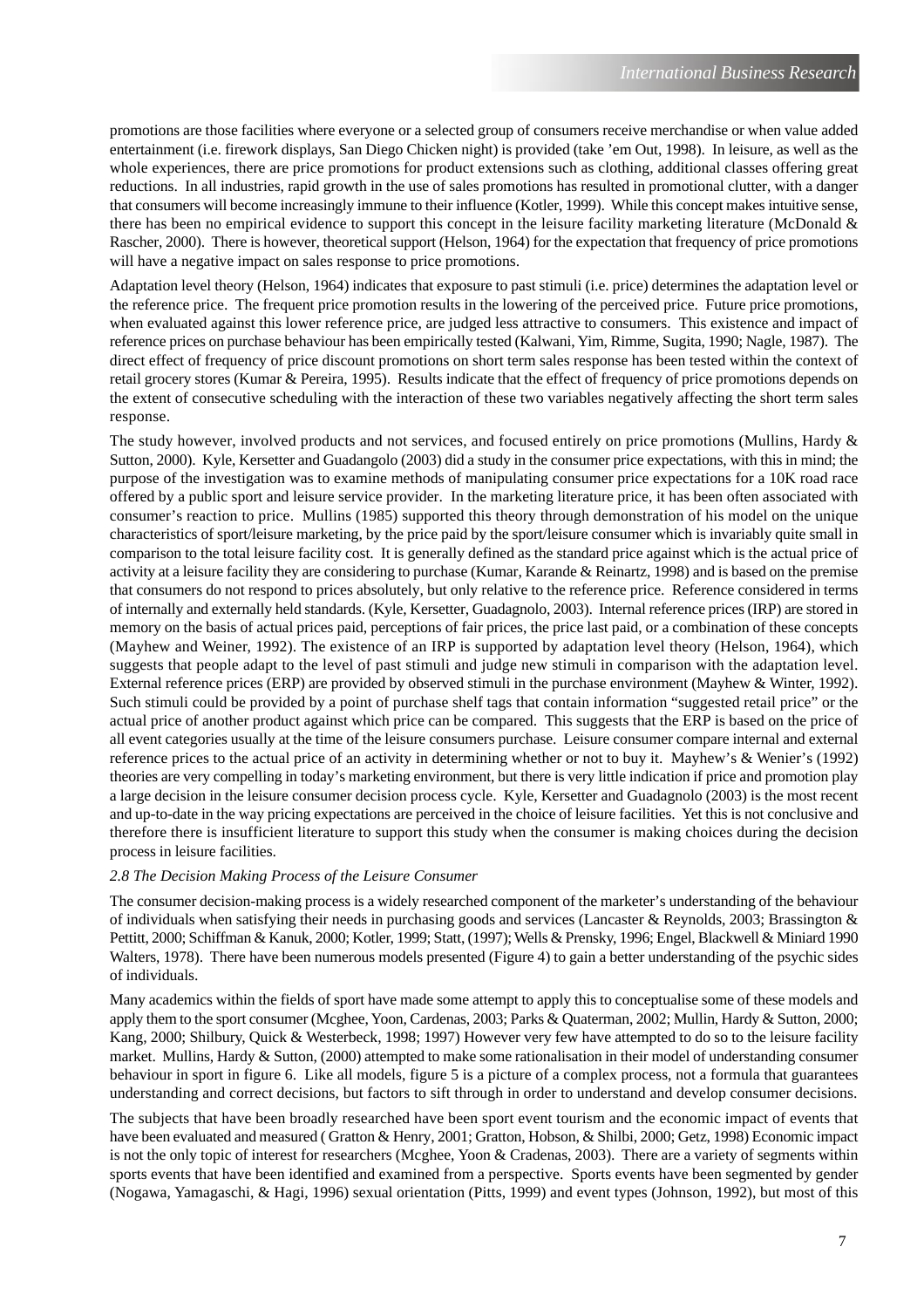promotions are those facilities where everyone or a selected group of consumers receive merchandise or when value added entertainment (i.e. firework displays, San Diego Chicken night) is provided (take 'em Out, 1998). In leisure, as well as the whole experiences, there are price promotions for product extensions such as clothing, additional classes offering great reductions. In all industries, rapid growth in the use of sales promotions has resulted in promotional clutter, with a danger that consumers will become increasingly immune to their influence (Kotler, 1999). While this concept makes intuitive sense, there has been no empirical evidence to support this concept in the leisure facility marketing literature (McDonald & Rascher, 2000). There is however, theoretical support (Helson, 1964) for the expectation that frequency of price promotions will have a negative impact on sales response to price promotions.

Adaptation level theory (Helson, 1964) indicates that exposure to past stimuli (i.e. price) determines the adaptation level or the reference price. The frequent price promotion results in the lowering of the perceived price. Future price promotions, when evaluated against this lower reference price, are judged less attractive to consumers. This existence and impact of reference prices on purchase behaviour has been empirically tested (Kalwani, Yim, Rimme, Sugita, 1990; Nagle, 1987). The direct effect of frequency of price discount promotions on short term sales response has been tested within the context of retail grocery stores (Kumar & Pereira, 1995). Results indicate that the effect of frequency of price promotions depends on the extent of consecutive scheduling with the interaction of these two variables negatively affecting the short term sales response.

The study however, involved products and not services, and focused entirely on price promotions (Mullins, Hardy & Sutton, 2000). Kyle, Kersetter and Guadangolo (2003) did a study in the consumer price expectations, with this in mind; the purpose of the investigation was to examine methods of manipulating consumer price expectations for a 10K road race offered by a public sport and leisure service provider. In the marketing literature price, it has been often associated with consumer's reaction to price. Mullins (1985) supported this theory through demonstration of his model on the unique characteristics of sport/leisure marketing, by the price paid by the sport/leisure consumer which is invariably quite small in comparison to the total leisure facility cost. It is generally defined as the standard price against which is the actual price of activity at a leisure facility they are considering to purchase (Kumar, Karande & Reinartz, 1998) and is based on the premise that consumers do not respond to prices absolutely, but only relative to the reference price. Reference considered in terms of internally and externally held standards. (Kyle, Kersetter, Guadagnolo, 2003). Internal reference prices (IRP) are stored in memory on the basis of actual prices paid, perceptions of fair prices, the price last paid, or a combination of these concepts (Mayhew and Weiner, 1992). The existence of an IRP is supported by adaptation level theory (Helson, 1964), which suggests that people adapt to the level of past stimuli and judge new stimuli in comparison with the adaptation level. External reference prices (ERP) are provided by observed stimuli in the purchase environment (Mayhew & Winter, 1992). Such stimuli could be provided by a point of purchase shelf tags that contain information "suggested retail price" or the actual price of another product against which price can be compared. This suggests that the ERP is based on the price of all event categories usually at the time of the leisure consumers purchase. Leisure consumer compare internal and external reference prices to the actual price of an activity in determining whether or not to buy it. Mayhew's & Wenier's (1992) theories are very compelling in today's marketing environment, but there is very little indication if price and promotion play a large decision in the leisure consumer decision process cycle. Kyle, Kersetter and Guadagnolo (2003) is the most recent and up-to-date in the way pricing expectations are perceived in the choice of leisure facilities. Yet this is not conclusive and therefore there is insufficient literature to support this study when the consumer is making choices during the decision process in leisure facilities.

*2.8 The Decision Making Process of the Leisure Consumer*

The consumer decision-making process is a widely researched component of the marketer's understanding of the behaviour of individuals when satisfying their needs in purchasing goods and services (Lancaster & Reynolds, 2003; Brassington & Pettitt, 2000; Schiffman & Kanuk, 2000; Kotler, 1999; Statt, (1997); Wells & Prensky, 1996; Engel, Blackwell & Miniard 1990 Walters, 1978). There have been numerous models presented (Figure 4) to gain a better understanding of the psychic sides of individuals.

Many academics within the fields of sport have made some attempt to apply this to conceptualise some of these models and apply them to the sport consumer (Mcghee, Yoon, Cardenas, 2003; Parks & Quaterman, 2002; Mullin, Hardy & Sutton, 2000; Kang, 2000; Shilbury, Quick & Westerbeck, 1998; 1997) However very few have attempted to do so to the leisure facility market. Mullins, Hardy & Sutton, (2000) attempted to make some rationalisation in their model of understanding consumer behaviour in sport in figure 6. Like all models, figure 5 is a picture of a complex process, not a formula that guarantees understanding and correct decisions, but factors to sift through in order to understand and develop consumer decisions.

The subjects that have been broadly researched have been sport event tourism and the economic impact of events that have been evaluated and measured ( Gratton & Henry, 2001; Gratton, Hobson, & Shilbi, 2000; Getz, 1998) Economic impact is not the only topic of interest for researchers (Mcghee, Yoon & Cradenas, 2003). There are a variety of segments within sports events that have been identified and examined from a perspective. Sports events have been segmented by gender (Nogawa, Yamagaschi, & Hagi, 1996) sexual orientation (Pitts, 1999) and event types (Johnson, 1992), but most of this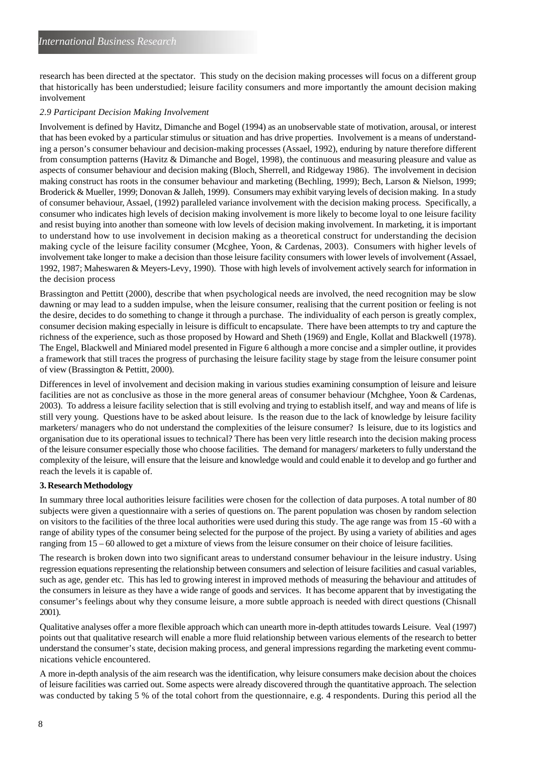research has been directed at the spectator. This study on the decision making processes will focus on a different group that historically has been understudied; leisure facility consumers and more importantly the amount decision making involvement

*2.9 Participant Decision Making Involvement*

Involvement is defined by Havitz, Dimanche and Bogel (1994) as an unobservable state of motivation, arousal, or interest that has been evoked by a particular stimulus or situation and has drive properties. Involvement is a means of understanding a person's consumer behaviour and decision-making processes (Assael, 1992), enduring by nature therefore different from consumption patterns (Havitz & Dimanche and Bogel, 1998), the continuous and measuring pleasure and value as aspects of consumer behaviour and decision making (Bloch, Sherrell, and Ridgeway 1986). The involvement in decision making construct has roots in the consumer behaviour and marketing (Bechling, 1999); Bech, Larson & Nielson, 1999; Broderick & Mueller, 1999; Donovan & Jalleh, 1999). Consumers may exhibit varying levels of decision making. In a study of consumer behaviour, Assael, (1992) paralleled variance involvement with the decision making process. Specifically, a consumer who indicates high levels of decision making involvement is more likely to become loyal to one leisure facility and resist buying into another than someone with low levels of decision making involvement. In marketing, it is important to understand how to use involvement in decision making as a theoretical construct for understanding the decision making cycle of the leisure facility consumer (Mcghee, Yoon, & Cardenas, 2003). Consumers with higher levels of involvement take longer to make a decision than those leisure facility consumers with lower levels of involvement (Assael, 1992, 1987; Maheswaren & Meyers-Levy, 1990). Those with high levels of involvement actively search for information in the decision process

Brassington and Pettitt (2000), describe that when psychological needs are involved, the need recognition may be slow dawning or may lead to a sudden impulse, when the leisure consumer, realising that the current position or feeling is not the desire, decides to do something to change it through a purchase. The individuality of each person is greatly complex, consumer decision making especially in leisure is difficult to encapsulate. There have been attempts to try and capture the richness of the experience, such as those proposed by Howard and Sheth (1969) and Engle, Kollat and Blackwell (1978). The Engel, Blackwell and Miniared model presented in Figure 6 although a more concise and a simpler outline, it provides a framework that still traces the progress of purchasing the leisure facility stage by stage from the leisure consumer point of view (Brassington & Pettitt, 2000).

Differences in level of involvement and decision making in various studies examining consumption of leisure and leisure facilities are not as conclusive as those in the more general areas of consumer behaviour (Mchghee, Yoon & Cardenas, 2003). To address a leisure facility selection that is still evolving and trying to establish itself, and way and means of life is still very young. Questions have to be asked about leisure. Is the reason due to the lack of knowledge by leisure facility marketers/ managers who do not understand the complexities of the leisure consumer? Is leisure, due to its logistics and organisation due to its operational issues to technical? There has been very little research into the decision making process of the leisure consumer especially those who choose facilities. The demand for managers/ marketers to fully understand the complexity of the leisure, will ensure that the leisure and knowledge would and could enable it to develop and go further and reach the levels it is capable of.

**3. Research Methodology**

In summary three local authorities leisure facilities were chosen for the collection of data purposes. A total number of 80 subjects were given a questionnaire with a series of questions on. The parent population was chosen by random selection on visitors to the facilities of the three local authorities were used during this study. The age range was from 15 -60 with a range of ability types of the consumer being selected for the purpose of the project. By using a variety of abilities and ages ranging from 15 – 60 allowed to get a mixture of views from the leisure consumer on their choice of leisure facilities.

The research is broken down into two significant areas to understand consumer behaviour in the leisure industry. Using regression equations representing the relationship between consumers and selection of leisure facilities and casual variables, such as age, gender etc. This has led to growing interest in improved methods of measuring the behaviour and attitudes of the consumers in leisure as they have a wide range of goods and services. It has become apparent that by investigating the consumer's feelings about why they consume leisure, a more subtle approach is needed with direct questions (Chisnall 2001).

Qualitative analyses offer a more flexible approach which can unearth more in-depth attitudes towards Leisure. Veal (1997) points out that qualitative research will enable a more fluid relationship between various elements of the research to better understand the consumer's state, decision making process, and general impressions regarding the marketing event communications vehicle encountered.

A more in-depth analysis of the aim research was the identification, why leisure consumers make decision about the choices of leisure facilities was carried out. Some aspects were already discovered through the quantitative approach. The selection was conducted by taking 5 % of the total cohort from the questionnaire, e.g. 4 respondents. During this period all the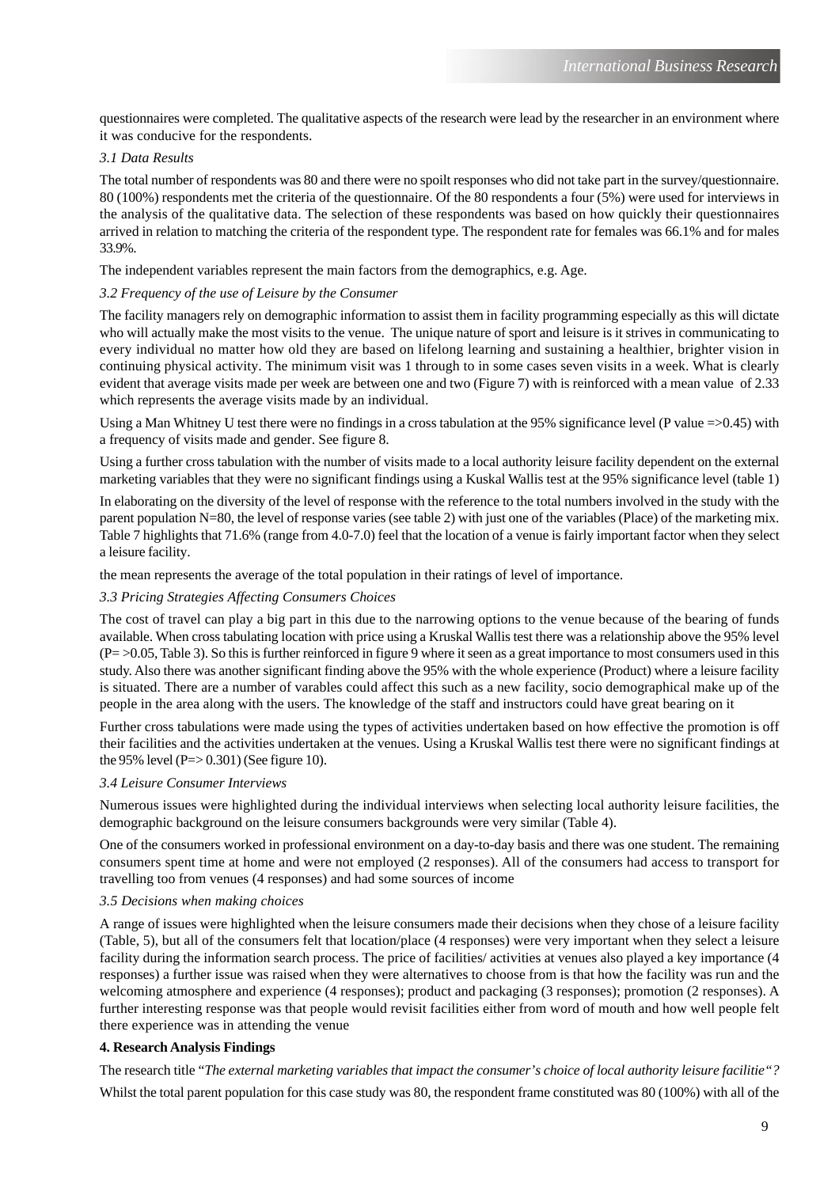questionnaires were completed. The qualitative aspects of the research were lead by the researcher in an environment where it was conducive for the respondents.

*3.1 Data Results*

The total number of respondents was 80 and there were no spoilt responses who did not take part in the survey/questionnaire. 80 (100%) respondents met the criteria of the questionnaire. Of the 80 respondents a four (5%) were used for interviews in the analysis of the qualitative data. The selection of these respondents was based on how quickly their questionnaires arrived in relation to matching the criteria of the respondent type. The respondent rate for females was 66.1% and for males 33.9%.

The independent variables represent the main factors from the demographics, e.g. Age.

*3.2 Frequency of the use of Leisure by the Consumer*

The facility managers rely on demographic information to assist them in facility programming especially as this will dictate who will actually make the most visits to the venue. The unique nature of sport and leisure is it strives in communicating to every individual no matter how old they are based on lifelong learning and sustaining a healthier, brighter vision in continuing physical activity. The minimum visit was 1 through to in some cases seven visits in a week. What is clearly evident that average visits made per week are between one and two (Figure 7) with is reinforced with a mean value of 2.33 which represents the average visits made by an individual.

Using a Man Whitney U test there were no findings in a cross tabulation at the 95% significance level (P value =>0.45) with a frequency of visits made and gender. See figure 8.

Using a further cross tabulation with the number of visits made to a local authority leisure facility dependent on the external marketing variables that they were no significant findings using a Kuskal Wallis test at the 95% significance level (table 1)

In elaborating on the diversity of the level of response with the reference to the total numbers involved in the study with the parent population N=80, the level of response varies (see table 2) with just one of the variables (Place) of the marketing mix. Table 7 highlights that 71.6% (range from 4.0-7.0) feel that the location of a venue is fairly important factor when they select a leisure facility.

the mean represents the average of the total population in their ratings of level of importance.

*3.3 Pricing Strategies Affecting Consumers Choices*

The cost of travel can play a big part in this due to the narrowing options to the venue because of the bearing of funds available. When cross tabulating location with price using a Kruskal Wallis test there was a relationship above the 95% level (P= >0.05, Table 3). So this is further reinforced in figure 9 where it seen as a great importance to most consumers used in this study. Also there was another significant finding above the 95% with the whole experience (Product) where a leisure facility is situated. There are a number of varables could affect this such as a new facility, socio demographical make up of the people in the area along with the users. The knowledge of the staff and instructors could have great bearing on it

Further cross tabulations were made using the types of activities undertaken based on how effective the promotion is off their facilities and the activities undertaken at the venues. Using a Kruskal Wallis test there were no significant findings at the 95% level (P=> 0.301) (See figure 10).

*3.4 Leisure Consumer Interviews*

Numerous issues were highlighted during the individual interviews when selecting local authority leisure facilities, the demographic background on the leisure consumers backgrounds were very similar (Table 4).

One of the consumers worked in professional environment on a day-to-day basis and there was one student. The remaining consumers spent time at home and were not employed (2 responses). All of the consumers had access to transport for travelling too from venues (4 responses) and had some sources of income

*3.5 Decisions when making choices*

A range of issues were highlighted when the leisure consumers made their decisions when they chose of a leisure facility (Table, 5), but all of the consumers felt that location/place (4 responses) were very important when they select a leisure facility during the information search process. The price of facilities/ activities at venues also played a key importance (4 responses) a further issue was raised when they were alternatives to choose from is that how the facility was run and the welcoming atmosphere and experience (4 responses); product and packaging (3 responses); promotion (2 responses). A further interesting response was that people would revisit facilities either from word of mouth and how well people felt there experience was in attending the venue

**4. Research Analysis Findings**

The research title "*The external marketing variables that impact the consumer's choice of local authority leisure facilitie"?*

Whilst the total parent population for this case study was 80, the respondent frame constituted was 80 (100%) with all of the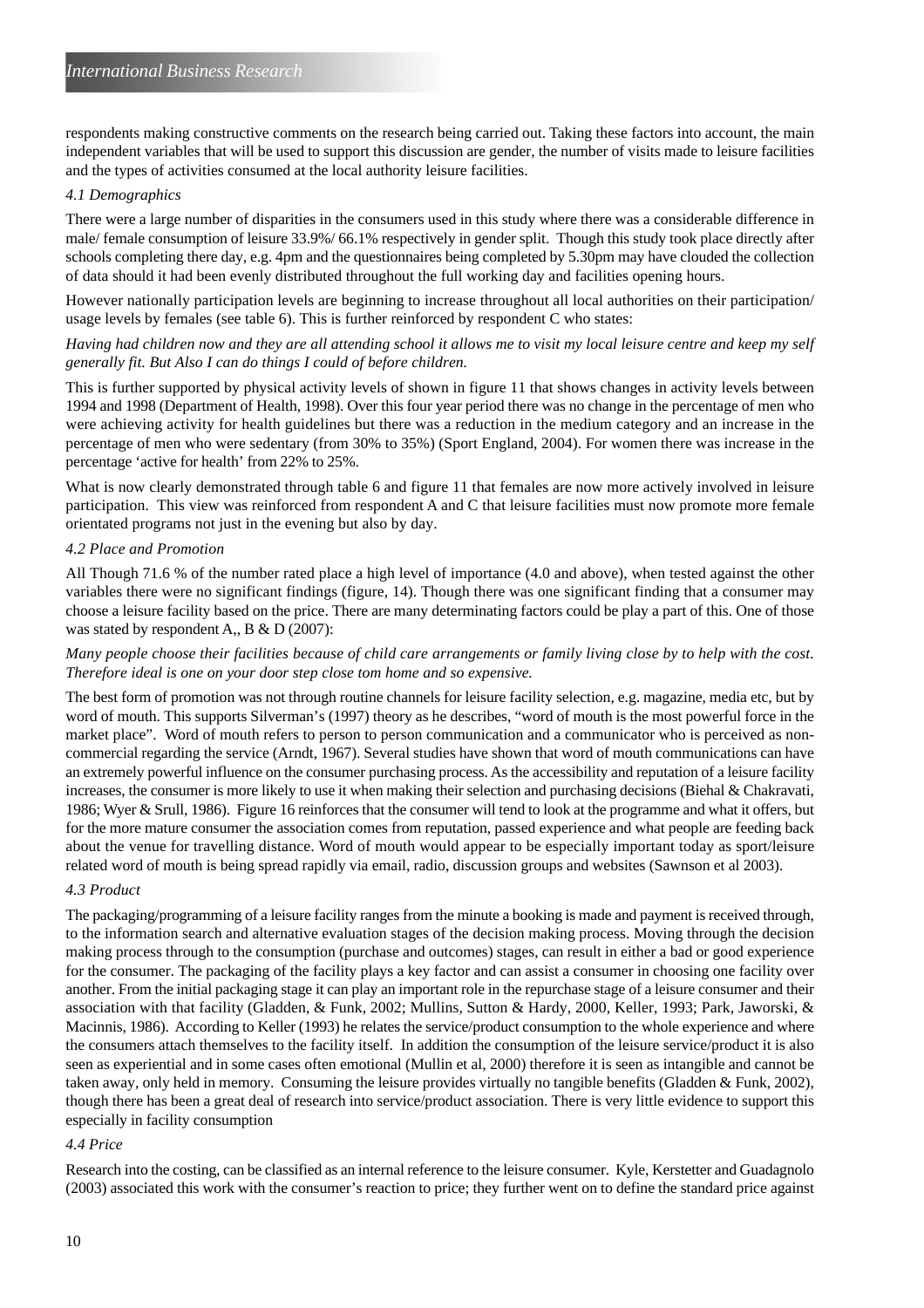respondents making constructive comments on the research being carried out. Taking these factors into account, the main independent variables that will be used to support this discussion are gender, the number of visits made to leisure facilities and the types of activities consumed at the local authority leisure facilities.

*4.1 Demographics*

There were a large number of disparities in the consumers used in this study where there was a considerable difference in male/ female consumption of leisure 33.9%/ 66.1% respectively in gender split. Though this study took place directly after schools completing there day, e.g. 4pm and the questionnaires being completed by 5.30pm may have clouded the collection of data should it had been evenly distributed throughout the full working day and facilities opening hours.

However nationally participation levels are beginning to increase throughout all local authorities on their participation/ usage levels by females (see table 6). This is further reinforced by respondent C who states:

*Having had children now and they are all attending school it allows me to visit my local leisure centre and keep my self generally fit. But Also I can do things I could of before children.*

This is further supported by physical activity levels of shown in figure 11 that shows changes in activity levels between 1994 and 1998 (Department of Health, 1998). Over this four year period there was no change in the percentage of men who were achieving activity for health guidelines but there was a reduction in the medium category and an increase in the percentage of men who were sedentary (from 30% to 35%) (Sport England, 2004). For women there was increase in the percentage 'active for health' from 22% to 25%.

What is now clearly demonstrated through table 6 and figure 11 that females are now more actively involved in leisure participation. This view was reinforced from respondent A and C that leisure facilities must now promote more female orientated programs not just in the evening but also by day.

*4.2 Place and Promotion*

All Though 71.6 % of the number rated place a high level of importance (4.0 and above), when tested against the other variables there were no significant findings (figure, 14). Though there was one significant finding that a consumer may choose a leisure facility based on the price. There are many determinating factors could be play a part of this. One of those was stated by respondent A,, B & D (2007):

*Many people choose their facilities because of child care arrangements or family living close by to help with the cost. Therefore ideal is one on your door step close tom home and so expensive.*

The best form of promotion was not through routine channels for leisure facility selection, e.g. magazine, media etc, but by word of mouth. This supports Silverman's (1997) theory as he describes, "word of mouth is the most powerful force in the market place". Word of mouth refers to person to person communication and a communicator who is perceived as non-commercial regarding the service (Arndt, 1967). Several studies have shown that word of mouth communications can have an extremely powerful influence on the consumer purchasing process. As the accessibility and reputation of a leisure facility increases, the consumer is more likely to use it when making their selection and purchasing decisions (Biehal & Chakravati, 1986; Wyer & Srull, 1986). Figure 16 reinforces that the consumer will tend to look at the programme and what it offers, but for the more mature consumer the association comes from reputation, passed experience and what people are feeding back about the venue for travelling distance. Word of mouth would appear to be especially important today as sport/leisure related word of mouth is being spread rapidly via email, radio, discussion groups and websites (Sawnson et al 2003).

*4.3 Product*

The packaging/programming of a leisure facility ranges from the minute a booking is made and payment is received through, to the information search and alternative evaluation stages of the decision making process. Moving through the decision making process through to the consumption (purchase and outcomes) stages, can result in either a bad or good experience for the consumer. The packaging of the facility plays a key factor and can assist a consumer in choosing one facility over another. From the initial packaging stage it can play an important role in the repurchase stage of a leisure consumer and their association with that facility (Gladden, & Funk, 2002; Mullins, Sutton & Hardy, 2000, Keller, 1993; Park, Jaworski, & Macinnis, 1986). According to Keller (1993) he relates the service/product consumption to the whole experience and where the consumers attach themselves to the facility itself. In addition the consumption of the leisure service/product it is also seen as experiential and in some cases often emotional (Mullin et al, 2000) therefore it is seen as intangible and cannot be taken away, only held in memory. Consuming the leisure provides virtually no tangible benefits (Gladden & Funk, 2002), though there has been a great deal of research into service/product association. There is very little evidence to support this especially in facility consumption

*4.4 Price*

Research into the costing, can be classified as an internal reference to the leisure consumer. Kyle, Kerstetter and Guadagnolo (2003) associated this work with the consumer's reaction to price; they further went on to define the standard price against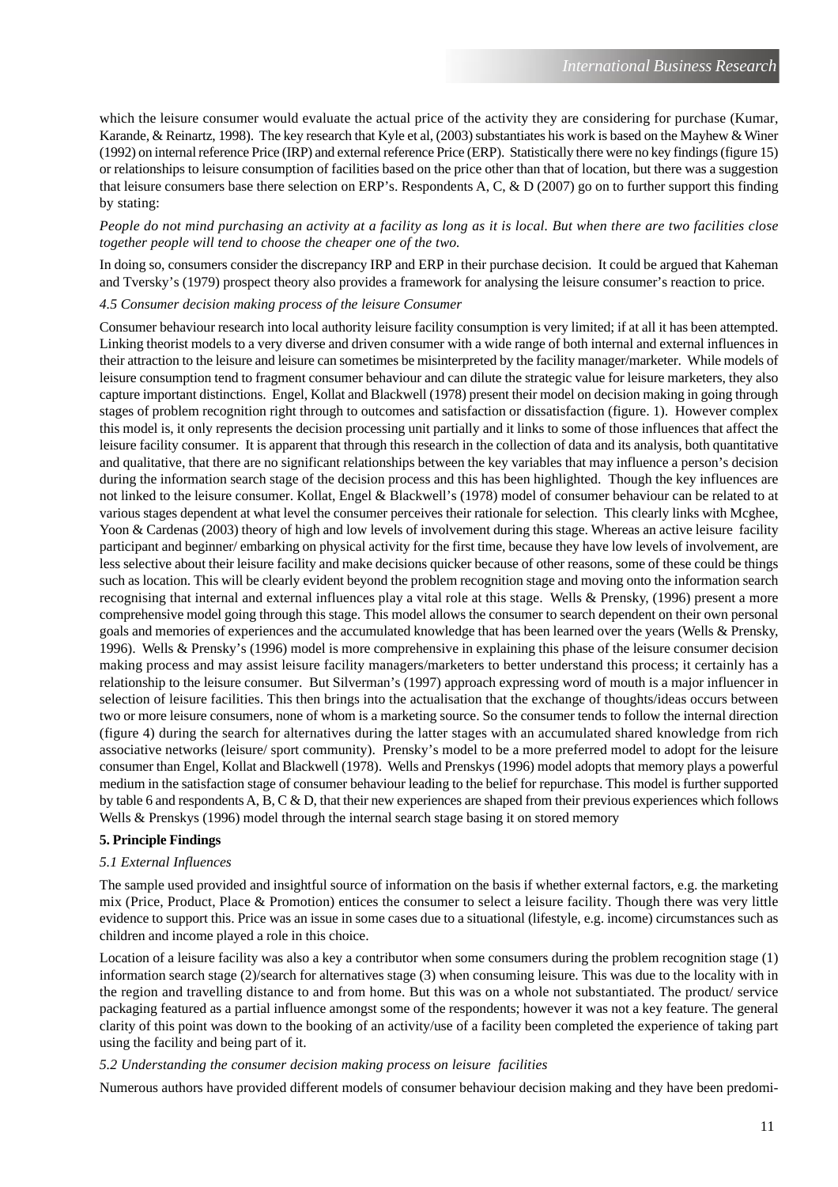which the leisure consumer would evaluate the actual price of the activity they are considering for purchase (Kumar, Karande, & Reinartz, 1998). The key research that Kyle et al, (2003) substantiates his work is based on the Mayhew & Winer (1992) on internal reference Price (IRP) and external reference Price (ERP). Statistically there were no key findings (figure 15) or relationships to leisure consumption of facilities based on the price other than that of location, but there was a suggestion that leisure consumers base there selection on ERP's. Respondents A, C, & D (2007) go on to further support this finding by stating:

*People do not mind purchasing an activity at a facility as long as it is local. But when there are two facilities close together people will tend to choose the cheaper one of the two.*

In doing so, consumers consider the discrepancy IRP and ERP in their purchase decision. It could be argued that Kaheman and Tversky's (1979) prospect theory also provides a framework for analysing the leisure consumer's reaction to price.

*4.5 Consumer decision making process of the leisure Consumer*

Consumer behaviour research into local authority leisure facility consumption is very limited; if at all it has been attempted. Linking theorist models to a very diverse and driven consumer with a wide range of both internal and external influences in their attraction to the leisure and leisure can sometimes be misinterpreted by the facility manager/marketer. While models of leisure consumption tend to fragment consumer behaviour and can dilute the strategic value for leisure marketers, they also capture important distinctions. Engel, Kollat and Blackwell (1978) present their model on decision making in going through stages of problem recognition right through to outcomes and satisfaction or dissatisfaction (figure. 1). However complex this model is, it only represents the decision processing unit partially and it links to some of those influences that affect the leisure facility consumer. It is apparent that through this research in the collection of data and its analysis, both quantitative and qualitative, that there are no significant relationships between the key variables that may influence a person's decision during the information search stage of the decision process and this has been highlighted. Though the key influences are not linked to the leisure consumer. Kollat, Engel & Blackwell's (1978) model of consumer behaviour can be related to at various stages dependent at what level the consumer perceives their rationale for selection. This clearly links with Mcghee, Yoon & Cardenas (2003) theory of high and low levels of involvement during this stage. Whereas an active leisure facility participant and beginner/ embarking on physical activity for the first time, because they have low levels of involvement, are less selective about their leisure facility and make decisions quicker because of other reasons, some of these could be things such as location. This will be clearly evident beyond the problem recognition stage and moving onto the information search recognising that internal and external influences play a vital role at this stage. Wells & Prensky, (1996) present a more comprehensive model going through this stage. This model allows the consumer to search dependent on their own personal goals and memories of experiences and the accumulated knowledge that has been learned over the years (Wells & Prensky, 1996). Wells & Prensky's (1996) model is more comprehensive in explaining this phase of the leisure consumer decision making process and may assist leisure facility managers/marketers to better understand this process; it certainly has a relationship to the leisure consumer. But Silverman's (1997) approach expressing word of mouth is a major influencer in selection of leisure facilities. This then brings into the actualisation that the exchange of thoughts/ideas occurs between two or more leisure consumers, none of whom is a marketing source. So the consumer tends to follow the internal direction (figure 4) during the search for alternatives during the latter stages with an accumulated shared knowledge from rich associative networks (leisure/ sport community). Prensky's model to be a more preferred model to adopt for the leisure consumer than Engel, Kollat and Blackwell (1978). Wells and Prenskys (1996) model adopts that memory plays a powerful medium in the satisfaction stage of consumer behaviour leading to the belief for repurchase. This model is further supported by table 6 and respondents A, B, C & D, that their new experiences are shaped from their previous experiences which follows Wells & Prenskys (1996) model through the internal search stage basing it on stored memory

**5. Principle Findings**

*5.1 External Influences*

The sample used provided and insightful source of information on the basis if whether external factors, e.g. the marketing mix (Price, Product, Place & Promotion) entices the consumer to select a leisure facility. Though there was very little evidence to support this. Price was an issue in some cases due to a situational (lifestyle, e.g. income) circumstances such as children and income played a role in this choice.

Location of a leisure facility was also a key a contributor when some consumers during the problem recognition stage (1) information search stage (2)/search for alternatives stage (3) when consuming leisure. This was due to the locality with in the region and travelling distance to and from home. But this was on a whole not substantiated. The product/ service packaging featured as a partial influence amongst some of the respondents; however it was not a key feature. The general clarity of this point was down to the booking of an activity/use of a facility been completed the experience of taking part using the facility and being part of it.

*5.2 Understanding the consumer decision making process on leisure facilities*

Numerous authors have provided different models of consumer behaviour decision making and they have been predomi-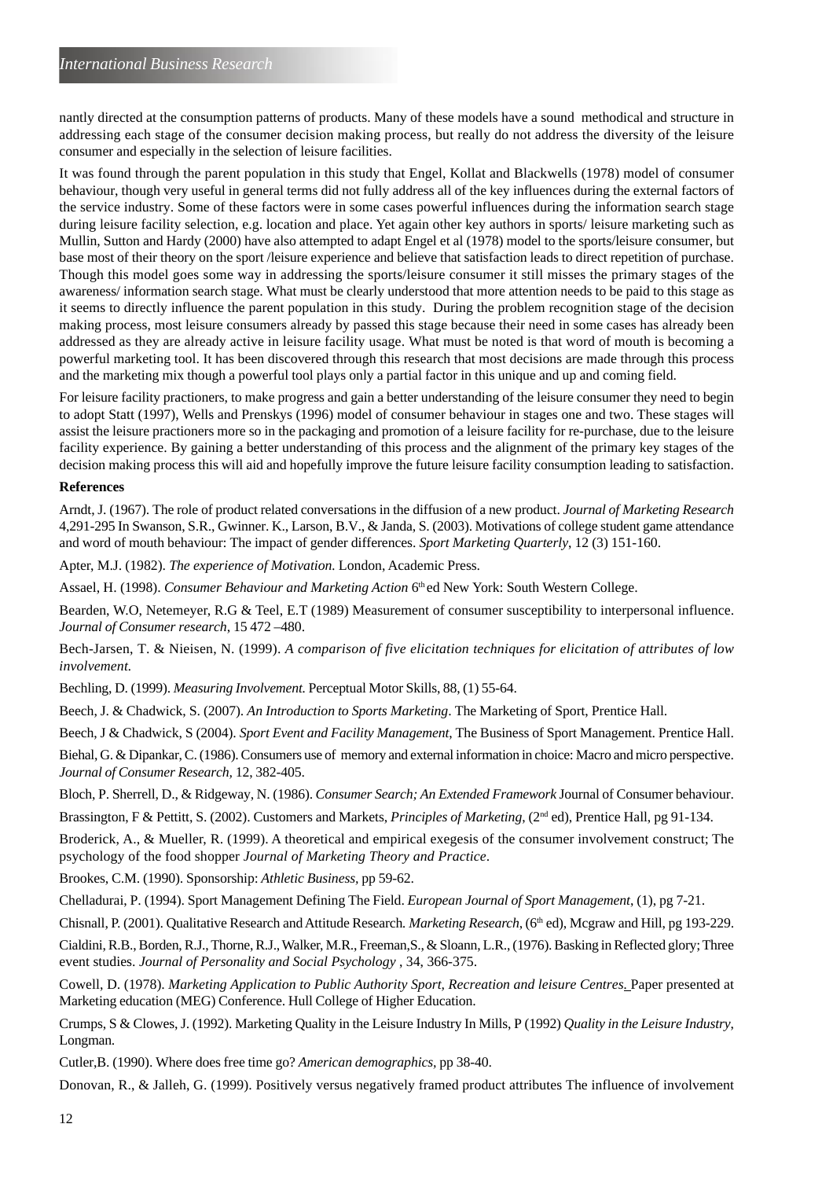nantly directed at the consumption patterns of products. Many of these models have a sound methodical and structure in addressing each stage of the consumer decision making process, but really do not address the diversity of the leisure consumer and especially in the selection of leisure facilities.

It was found through the parent population in this study that Engel, Kollat and Blackwells (1978) model of consumer behaviour, though very useful in general terms did not fully address all of the key influences during the external factors of the service industry. Some of these factors were in some cases powerful influences during the information search stage during leisure facility selection, e.g. location and place. Yet again other key authors in sports/ leisure marketing such as Mullin, Sutton and Hardy (2000) have also attempted to adapt Engel et al (1978) model to the sports/leisure consumer, but base most of their theory on the sport /leisure experience and believe that satisfaction leads to direct repetition of purchase. Though this model goes some way in addressing the sports/leisure consumer it still misses the primary stages of the awareness/ information search stage. What must be clearly understood that more attention needs to be paid to this stage as it seems to directly influence the parent population in this study. During the problem recognition stage of the decision making process, most leisure consumers already by passed this stage because their need in some cases has already been addressed as they are already active in leisure facility usage. What must be noted is that word of mouth is becoming a powerful marketing tool. It has been discovered through this research that most decisions are made through this process and the marketing mix though a powerful tool plays only a partial factor in this unique and up and coming field.

For leisure facility practioners, to make progress and gain a better understanding of the leisure consumer they need to begin to adopt Statt (1997), Wells and Prenskys (1996) model of consumer behaviour in stages one and two. These stages will assist the leisure practioners more so in the packaging and promotion of a leisure facility for re-purchase, due to the leisure facility experience. By gaining a better understanding of this process and the alignment of the primary key stages of the decision making process this will aid and hopefully improve the future leisure facility consumption leading to satisfaction.

**References**

Arndt, J. (1967). The role of product related conversations in the diffusion of a new product. *Journal of Marketing Research* 4,291-295 In Swanson, S.R., Gwinner. K., Larson, B.V., & Janda, S. (2003). Motivations of college student game attendance and word of mouth behaviour: The impact of gender differences. *Sport Marketing Quarterly*, 12 (3) 151-160.

Apter, M.J. (1982). *The experience of Motivation.* London, Academic Press.

Assael, H. (1998). *Consumer Behaviour and Marketing Action* 6th ed New York: South Western College.

Bearden, W.O, Netemeyer, R.G & Teel, E.T (1989) Measurement of consumer susceptibility to interpersonal influence. *Journal of Consumer research*, 15 472 –480.

Bech-Jarsen, T. & Nieisen, N. (1999). *A comparison of five elicitation techniques for elicitation of attributes of low involvement.*

Bechling, D. (1999). *Measuring Involvement.* Perceptual Motor Skills, 88, (1) 55-64.

Beech, J. & Chadwick, S. (2007). *An Introduction to Sports Marketing*. The Marketing of Sport, Prentice Hall.

Beech, J & Chadwick, S (2004). *Sport Event and Facility Management*, The Business of Sport Management. Prentice Hall.

Biehal, G. & Dipankar, C. (1986). Consumers use of memory and external information in choice: Macro and micro perspective. *Journal of Consumer Research*, 12, 382-405.

Bloch, P. Sherrell, D., & Ridgeway, N. (1986). *Consumer Search; An Extended Framework* Journal of Consumer behaviour.

Brassington, F & Pettitt, S. (2002). Customers and Markets, *Principles of Marketing*, (2nd ed), Prentice Hall, pg 91-134.

Broderick, A., & Mueller, R. (1999). A theoretical and empirical exegesis of the consumer involvement construct; The psychology of the food shopper *Journal of Marketing Theory and Practice*.

Brookes, C.M. (1990). Sponsorship: *Athletic Business*, pp 59-62.

Chelladurai, P. (1994). Sport Management Defining The Field. *European Journal of Sport Management*, (1), pg 7-21.

Chisnall, P. (2001). Qualitative Research and Attitude Research. *Marketing Research*, (6th ed), Mcgraw and Hill, pg 193-229.

Cialdini, R.B., Borden, R.J., Thorne, R.J., Walker, M.R., Freeman,S., & Sloann, L.R., (1976). Basking in Reflected glory; Three event studies. *Journal of Personality and Social Psychology* , 34, 366-375.

Cowell, D. (1978). *Marketing Application to Public Authority Sport, Recreation and leisure Centres.* Paper presented at Marketing education (MEG) Conference. Hull College of Higher Education.

Crumps, S & Clowes, J. (1992). Marketing Quality in the Leisure Industry In Mills, P (1992) *Quality in the Leisure Industry*, Longman.

Cutler,B. (1990). Where does free time go? *American demographics*, pp 38-40.

Donovan, R., & Jalleh, G. (1999). Positively versus negatively framed product attributes The influence of involvement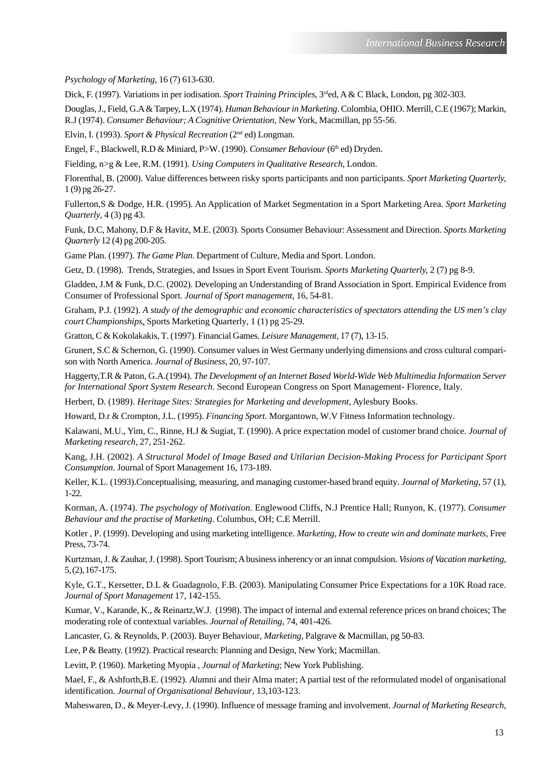*Psychology of Marketing*, 16 (7) 613-630.

Dick, F. (1997). Variations in per iodisation. *Sport Training Principles*, 3rded, A & C Black, London, pg 302-303.

Douglas, J., Field, G.A & Tarpey, L.X (1974). *Human Behaviour in Marketing*. Colombia, OHIO. Merrill, C.E (1967); Markin, R.J (1974). *Consumer Behaviour; A Cognitive Orientation*, New York, Macmillan, pp 55-56.

Elvin, I. (1993). *Sport & Physical Recreation* (2nd ed) Longman.

Engel, F., Blackwell, R.D & Miniard, P>W. (1990). *Consumer Behaviour* (6th ed) Dryden.

Fielding, n>g & Lee, R.M. (1991). *Using Computers in Qualitative Research*, London.

Florenthal, B. (2000). Value differences between risky sports participants and non participants. *Sport Marketing Quarterly*, 1 (9) pg 26-27.

Fullerton,S & Dodge, H.R. (1995). An Application of Market Segmentation in a Sport Marketing Area. *Sport Marketing Quarterly*, 4 (3) pg 43.

Funk, D.C, Mahony, D.F & Havitz, M.E. (2003). Sports Consumer Behaviour: Assessment and Direction. *Sports Marketing Quarterly* 12 (4) pg 200-205.

Game Plan. (1997). *The Game Plan*. Department of Culture, Media and Sport. London.

Getz, D. (1998). Trends, Strategies, and Issues in Sport Event Tourism. *Sports Marketing Quarterly*, 2 (7) pg 8-9.

Gladden, J.M & Funk, D.C. (2002). Developing an Understanding of Brand Association in Sport. Empirical Evidence from Consumer of Professional Sport. *Journal of Sport management*, 16, 54-81.

Graham, P.J. (1992). *A study of the demographic and economic characteristics of spectators attending the US men's clay court Championships*. Sports Marketing Quarterly, 1 (1) pg 25-29.

Gratton, C & Kokolakakis, T. (1997). Financial Games. *Leisure Management*, 17 (7), 13-15.

Grunert, S.C & Schernon, G. (1990). Consumer values in West Germany underlying dimensions and cross cultural comparison with North America. *Journal of Business*, 20, 97-107.

Haggerty,T.R & Paton, G.A.(1994). *The Development of an Internet Based World-Wide Web Multimedia Information Server for International Sport System Research*. Second European Congress on Sport Management- Florence, Italy.

Herbert, D. (1989). *Heritage Sites: Strategies for Marketing and development*, Aylesbury Books.

Howard, D.r & Crompton, J.L. (1995). *Financing Sport*. Morgantown, W.V Fitness Information technology.

Kalawani, M.U., Yim, C., Rinne, H.J & Sugiat, T. (1990). A price expectation model of customer brand choice. *Journal of Marketing research*, 27, 251-262.

Kang, J.H. (2002). *A Structural Model of Image Based and Utilarian Decision-Making Process for Participant Sport Consumption*. Journal of Sport Management 16, 173-189.

Keller, K.L. (1993).Conceptualising, measuring, and managing customer-based brand equity. *Journal of Marketing*, 57 (1), 1-22.

Korman, A. (1974). *The psychology of Motivation*. Englewood Cliffs, N.J Prentice Hall; Runyon, K. (1977). *Consumer Behaviour and the practise of Marketing*. Columbus, OH; C.E Merrill.

Kotler , P. (1999). Developing and using marketing intelligence. *Marketing, How to create win and dominate markets*, Free Press, 73-74.

Kurtzman, J. & Zauhar, J. (1998). Sport Tourism; A business inherency or an innat compulsion. *Visions of Vacation marketing*, 5, (2), 167-175.

Kyle, G.T., Kersetter, D.L & Guadagnolo, F.B. (2003). Manipulating Consumer Price Expectations for a 10K Road race. *Journal of Sport Management* 17, 142-155.

Kumar, V., Karande, K., & Reinartz,W.J. (1998). The impact of internal and external reference prices on brand choices; The moderating role of contextual variables. *Journal of Retailing*, 74, 401-426.

Lancaster, G. & Reynolds, P. (2003). Buyer Behaviour, *Marketing*, Palgrave & Macmillan, pg 50-83.

Lee, P & Beatty. (1992). Practical research: Planning and Design, New York; Macmillan.

Levitt, P. (1960). Marketing Myopia , *Journal of Marketing*; New York Publishing.

Mael, F., & Ashforth,B.E. (1992). *Alu*mni and their Alma mater; A partial test of the reformulated model of organisational identification. *Journal of Organisational Behaviour*, 13,103-123.

Maheswaren, D., & Meyer-Levy, J. (1990). Influence of message framing and involvement. *Journal of Marketing Research*,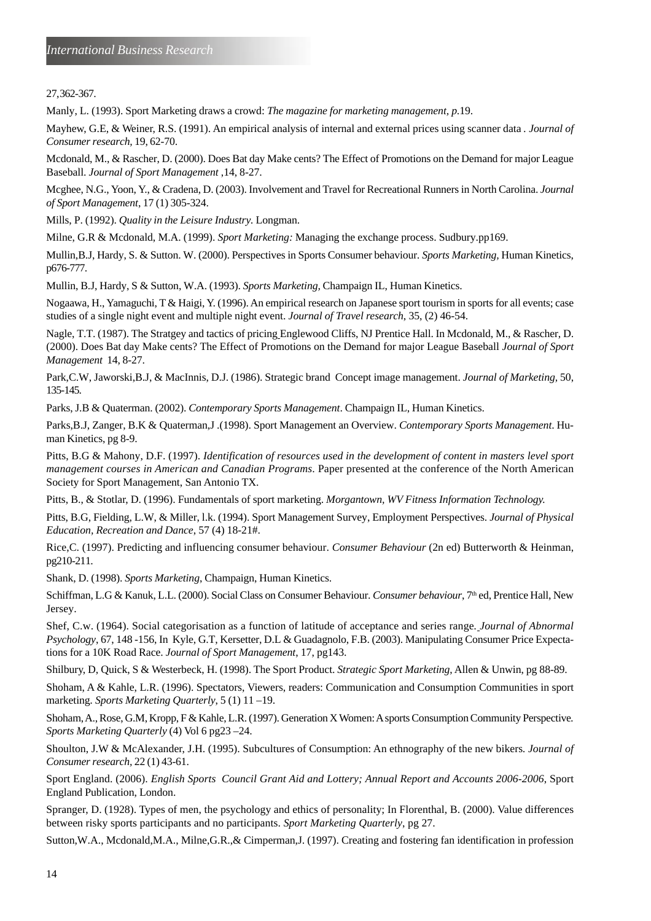27,362-367.

Manly, L. (1993). Sport Marketing draws a crowd: *The magazine for marketing management, p*.19.

Mayhew, G.E, & Weiner, R.S. (1991). An empirical analysis of internal and external prices using scanner data . *Journal of Consumer research*, 19, 62-70.

Mcdonald, M., & Rascher, D. (2000). Does Bat day Make cents? The Effect of Promotions on the Demand for major League Baseball. *Journal of Sport Management* ,14, 8-27.

Mcghee, N.G., Yoon, Y., & Cradena, D. (2003). Involvement and Travel for Recreational Runners in North Carolina. *Journal of Sport Management*, 17 (1) 305-324.

Mills, P. (1992). *Quality in the Leisure Industry.* Longman.

Milne, G.R & Mcdonald, M.A. (1999). *Sport Marketing:* Managing the exchange process. Sudbury.pp169.

Mullin,B.J, Hardy, S. & Sutton. W. (2000). Perspectives in Sports Consumer behaviour. *Sports Marketing*, Human Kinetics, p676-777.

Mullin, B.J, Hardy, S & Sutton, W.A. (1993). *Sports Marketing,* Champaign IL, Human Kinetics.

Nogaawa, H., Yamaguchi, T & Haigi, Y. (1996). An empirical research on Japanese sport tourism in sports for all events; case studies of a single night event and multiple night event. *Journal of Travel research*, 35, (2) 46-54.

Nagle, T.T. (1987). The Stratgey and tactics of pricing Englewood Cliffs, NJ Prentice Hall. In Mcdonald, M., & Rascher, D. (2000). Does Bat day Make cents? The Effect of Promotions on the Demand for major League Baseball *Journal of Sport Management* 14, 8-27.

Park,C.W, Jaworski,B.J, & MacInnis, D.J. (1986). Strategic brand Concept image management. *Journal of Marketing*, 50, 135-145.

Parks, J.B & Quaterman. (2002). *Contemporary Sports Management*. Champaign IL, Human Kinetics.

Parks,B.J, Zanger, B.K & Quaterman,J .(1998). Sport Management an Overview. *Contemporary Sports Management*. Human Kinetics, pg 8-9.

Pitts, B.G & Mahony, D.F. (1997). *Identification of resources used in the development of content in masters level sport management courses in American and Canadian Programs*. Paper presented at the conference of the North American Society for Sport Management, San Antonio TX.

Pitts, B., & Stotlar, D. (1996). Fundamentals of sport marketing. *Morgantown, WV Fitness Information Technology.*

Pitts, B.G, Fielding, L.W, & Miller, l.k. (1994). Sport Management Survey, Employment Perspectives. *Journal of Physical Education, Recreation and Dance*, 57 (4) 18-21#.

Rice,C. (1997). Predicting and influencing consumer behaviour. *Consumer Behaviour* (2n ed) Butterworth & Heinman, pg210-211.

Shank, D. (1998). *Sports Marketing*, Champaign, Human Kinetics.

Schiffman, L.G & Kanuk, L.L. (2000). Social Class on Consumer Behaviour. *Consumer behaviour*, 7th ed, Prentice Hall, New Jersey.

Shef, C.w. (1964). Social categorisation as a function of latitude of acceptance and series range. *Journal of Abnormal Psychology*, 67, 148 -156, In Kyle, G.T, Kersetter, D.L & Guadagnolo, F.B. (2003). Manipulating Consumer Price Expectations for a 10K Road Race. *Journal of Sport Management*, 17, pg143.

Shilbury, D, Quick, S & Westerbeck, H. (1998). The Sport Product. *Strategic Sport Marketing*, Allen & Unwin, pg 88-89.

Shoham, A & Kahle, L.R. (1996). Spectators, Viewers, readers: Communication and Consumption Communities in sport marketing. *Sports Marketing Quarterly*, 5 (1) 11 –19.

Shoham, A., Rose, G.M, Kropp, F & Kahle, L.R. (1997). Generation X Women: A sports Consumption Community Perspective. *Sports Marketing Quarterly* (4) Vol 6 pg23 –24.

Shoulton, J.W & McAlexander, J.H. (1995). Subcultures of Consumption: An ethnography of the new bikers. *Journal of Consumer research*, 22 (1) 43-61.

Sport England. (2006). *English Sports Council Grant Aid and Lottery; Annual Report and Accounts 2006-2006*, Sport England Publication, London.

Spranger, D. (1928). Types of men, the psychology and ethics of personality; In Florenthal, B. (2000). Value differences between risky sports participants and no participants. *Sport Marketing Quarterly*, pg 27.

Sutton,W.A., Mcdonald,M.A., Milne,G.R.,& Cimperman,J. (1997). Creating and fostering fan identification in profession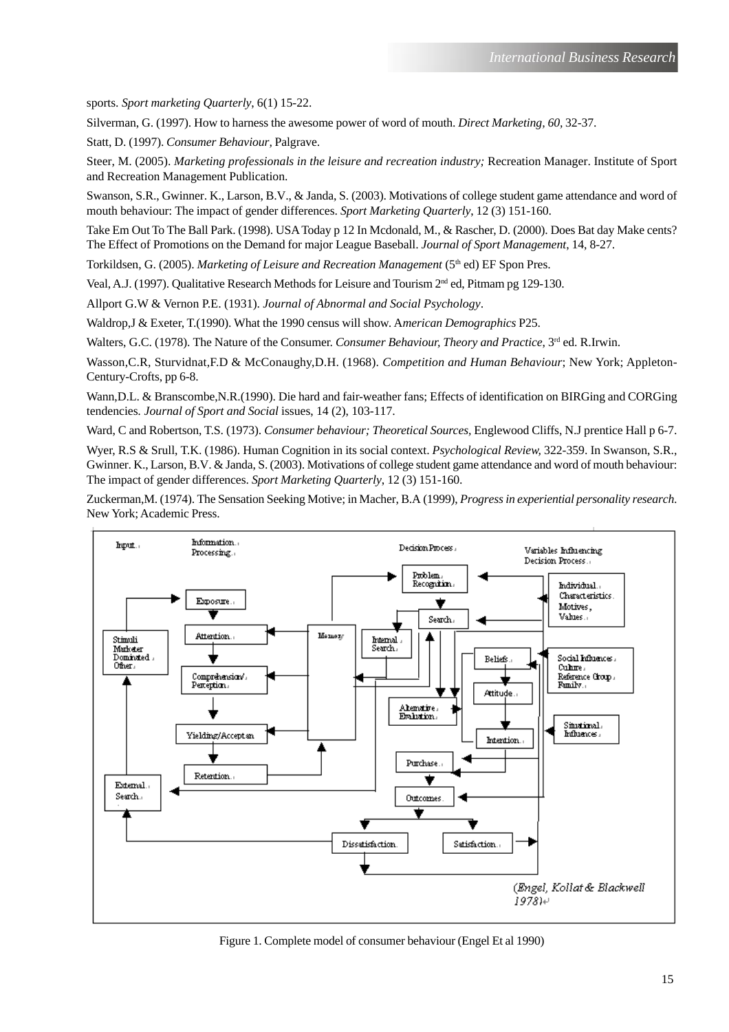sports. *Sport marketing Quarterly*, 6(1) 15-22.

Silverman, G. (1997). How to harness the awesome power of word of mouth. *Direct Marketing, 60,* 32-37.

Statt, D. (1997). *Consumer Behaviour*, Palgrave.

Steer, M. (2005). *Marketing professionals in the leisure and recreation industry;* Recreation Manager. Institute of Sport and Recreation Management Publication.

Swanson, S.R., Gwinner. K., Larson, B.V., & Janda, S. (2003). Motivations of college student game attendance and word of mouth behaviour: The impact of gender differences. *Sport Marketing Quarterly*, 12 (3) 151-160.

Take Em Out To The Ball Park. (1998). USA Today p 12 In Mcdonald, M., & Rascher, D. (2000). Does Bat day Make cents? The Effect of Promotions on the Demand for major League Baseball. *Journal of Sport Management*, 14, 8-27.

Torkildsen, G. (2005). *Marketing of Leisure and Recreation Management* (5th ed) EF Spon Pres.

Veal, A.J. (1997). Qualitative Research Methods for Leisure and Tourism 2nd ed, Pitmam pg 129-130.

Allport G.W & Vernon P.E. (1931). *Journal of Abnormal and Social Psychology*.

Waldrop,J & Exeter, T.(1990). What the 1990 census will show. A*merican Demographics* P25.

Walters, G.C. (1978). The Nature of the Consumer. *Consumer Behaviour, Theory and Practice*, 3rd ed. R.Irwin.

Wasson,C.R, Sturvidnat,F.D & McConaughy,D.H. (1968). *Competition and Human Behaviour*; New York; Appleton-Century-Crofts, pp 6-8.

Wann,D.L. & Branscombe,N.R.(1990). Die hard and fair-weather fans; Effects of identification on BIRGing and CORGing tendencies. *Journal of Sport and Social* issues, 14 (2), 103-117.

Ward, C and Robertson, T.S. (1973). *Consumer behaviour; Theoretical Sources*, Englewood Cliffs, N.J prentice Hall p 6-7.

Wyer, R.S & Srull, T.K. (1986). Human Cognition in its social context. *Psychological Review*, 322-359. In Swanson, S.R., Gwinner. K., Larson, B.V. & Janda, S. (2003). Motivations of college student game attendance and word of mouth behaviour: The impact of gender differences. *Sport Marketing Quarterly*, 12 (3) 151-160.

Zuckerman,M. (1974). The Sensation Seeking Motive; in Macher, B.A (1999), *Progress in experiential personality research*. New York; Academic Press.

Figure 1. Complete model of consumer behaviour (Engel Et al 1990)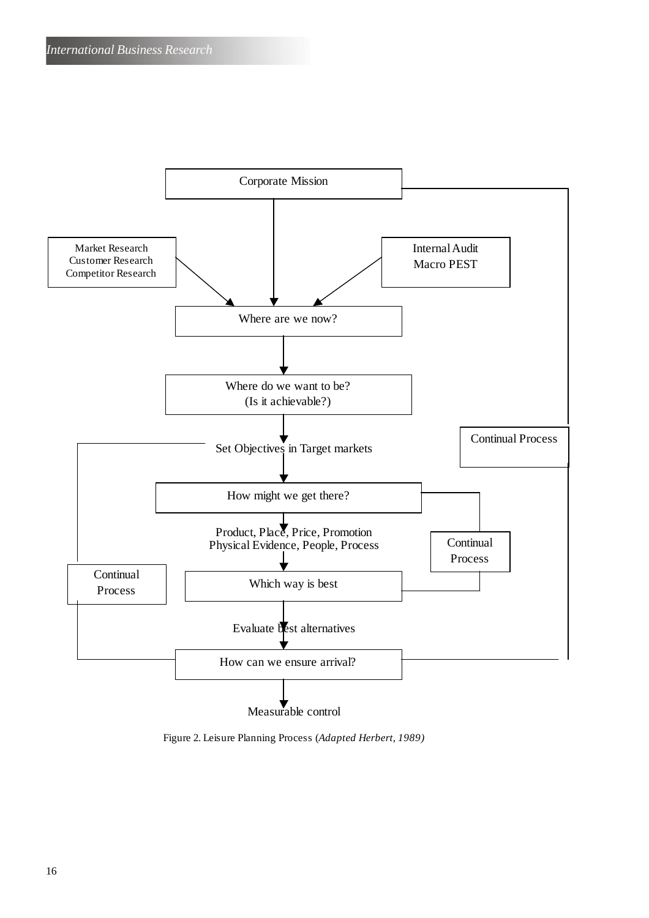Corporate Mission

Market Research
Customer Research
Competitor Research

Internal Audit
Macro PEST

Where are we now?

Where do we want to be?
(Is it achievable?)

Set Objectives in Target markets

Continual Process

How might we get there?

Product, Place, Price, Promotion
Physical Evidence, People, Process

Continual Process

Continual Process

Which way is best

Evaluate best alternatives

How can we ensure arrival?

Measurable control

Figure 2. Leisure Planning Process (*Adapted Herbert, 1989)*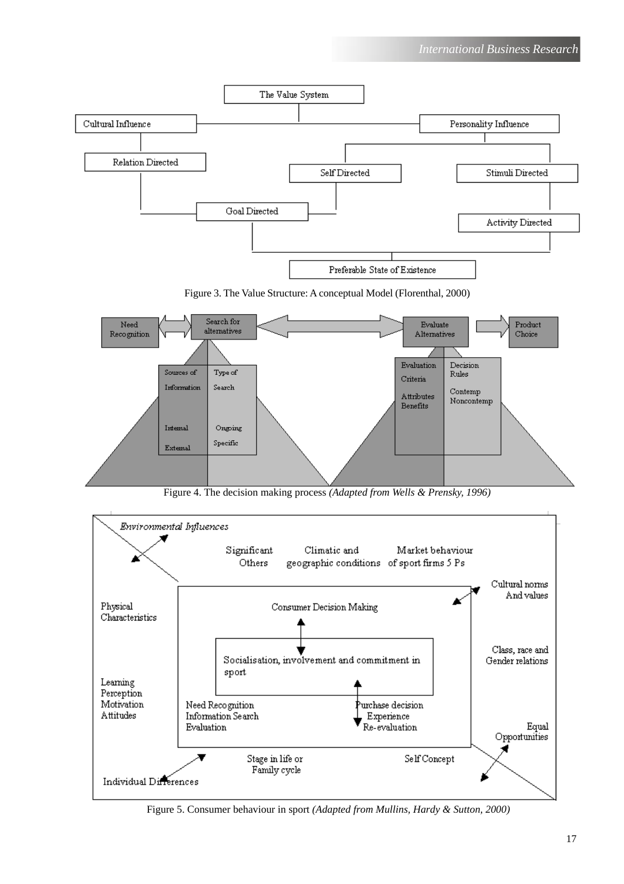The Value System

Cultural Influence

Personality Influence

Relation Directed

Self Directed

Stimuli Directed

Goal Directed

Activity Directed

Preferable State of Existence

Figure 3. The Value Structure: A conceptual Model (Florenthal, 2000)

Need Recognition

Search for alternatives

Evaluate Alternatives

Product Choice

Sources of Information: Internal, External

Type of Search: Ongoing, Specific

Evaluation Criteria: Attributes, Benefits

Decision Rules: Contemp, Noncontemp

Figure 4. The decision making process *(Adapted from Wells & Prensky, 1996)*

*Environmental Influences*

Significant Others

Climatic and geographic conditions

Market behaviour of sport firms 5 Ps

Cultural norms And values

Class, race and Gender relations

Equal Opportunities

Physical Characteristics

Learning
Perception
Motivation
Attitudes

Consumer Decision Making

Socialisation, involvement and commitment in sport

Need Recognition
Information Search
Evaluation

Purchase decision
Experience
Re-evaluation

Stage in life or Family cycle

Self Concept

Individual Differences

Figure 5. Consumer behaviour in sport *(Adapted from Mullins, Hardy & Sutton, 2000)*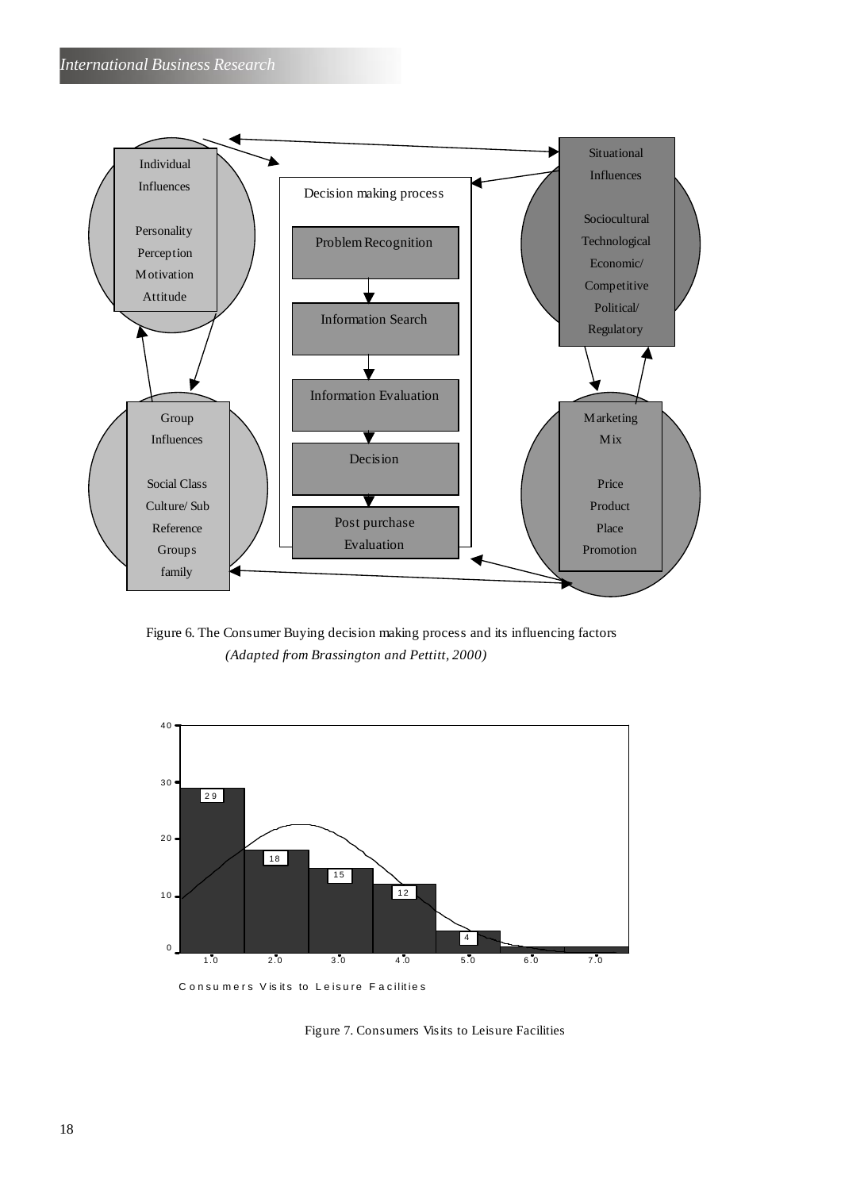Figure 6. The Consumer Buying decision making process and its influencing factors

*(Adapted from Brassington and Pettitt, 2000)*

Figure 7. Consumers Visits to Leisure Facilities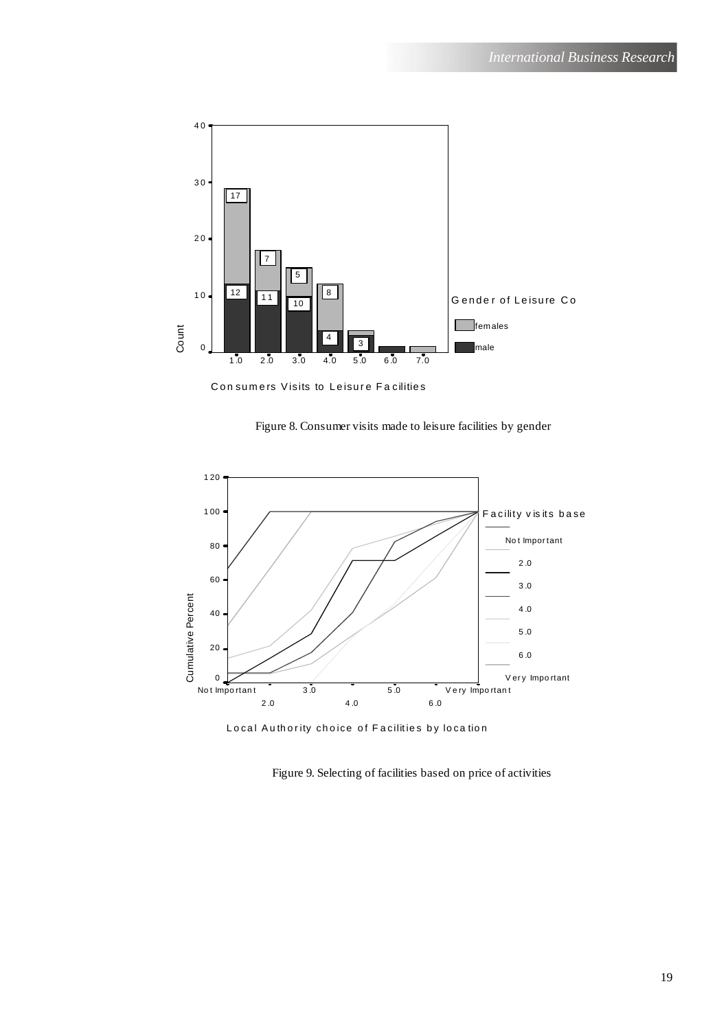Figure 8. Consumer visits made to leisure facilities by gender

Figure 9. Selecting of facilities based on price of activities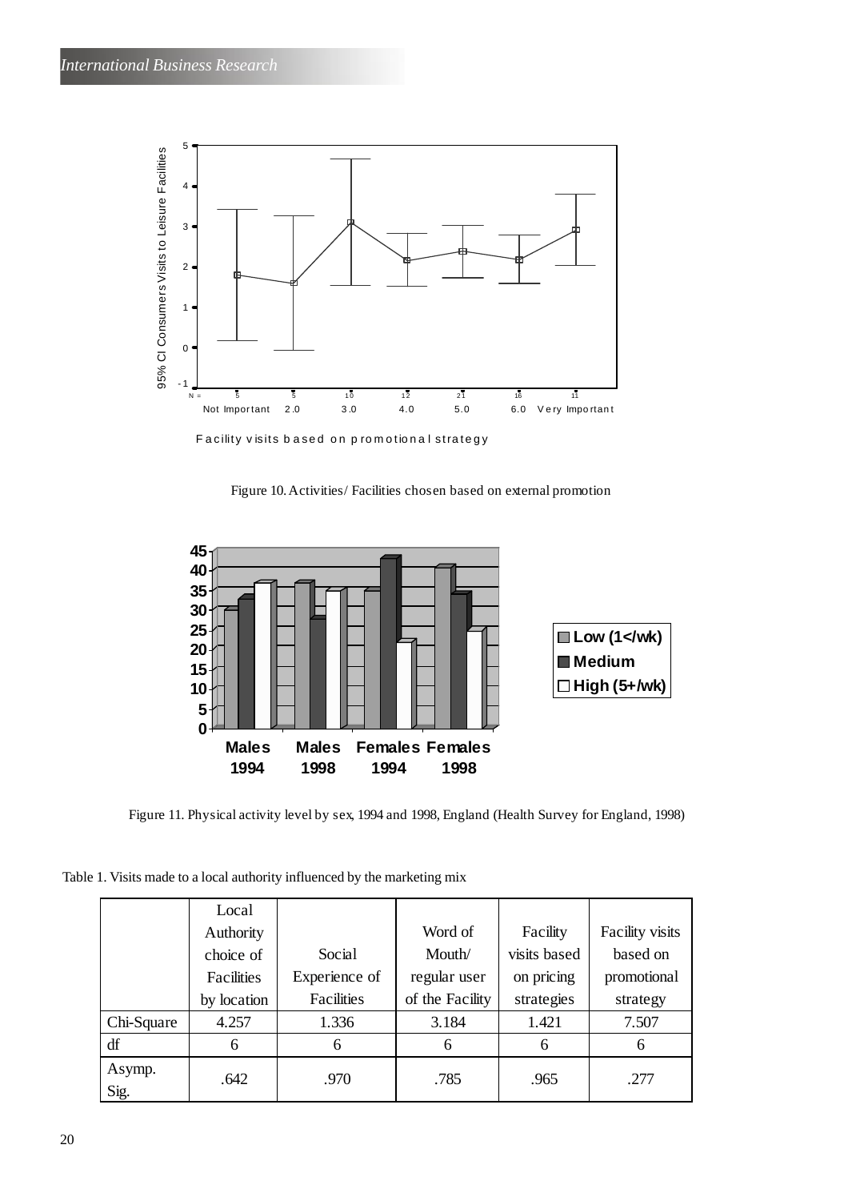Figure 10. Activities/ Facilities chosen based on external promotion

Figure 11. Physical activity level by sex, 1994 and 1998, England (Health Survey for England, 1998)

Table 1. Visits made to a local authority influenced by the marketing mix

| | Local Authority choice of Facilities by location | Social Experience of Facilities | Word of Mouth/ regular user of the Facility | Facility visits based on pricing strategies | Facility visits based on promotional strategy |
|---|---|---|---|---|---|
| Chi-Square | 4.257 | 1.336 | 3.184 | 1.421 | 7.507 |
| df | 6 | 6 | 6 | 6 | 6 |
| Asymp. Sig. | .642 | .970 | .785 | .965 | .277 |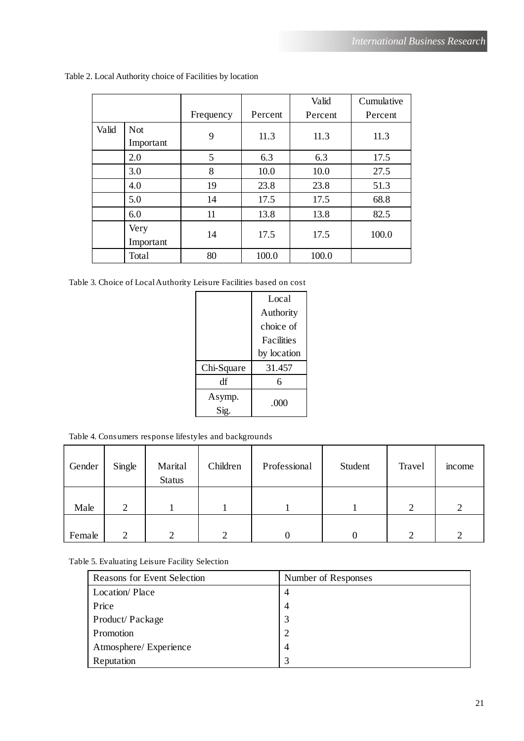Table 2. Local Authority choice of Facilities by location

| | | Frequency | Percent | Valid Percent | Cumulative Percent |
|---|---|---|---|---|---|
| Valid | Not Important | 9 | 11.3 | 11.3 | 11.3 |
| | 2.0 | 5 | 6.3 | 6.3 | 17.5 |
| | 3.0 | 8 | 10.0 | 10.0 | 27.5 |
| | 4.0 | 19 | 23.8 | 23.8 | 51.3 |
| | 5.0 | 14 | 17.5 | 17.5 | 68.8 |
| | 6.0 | 11 | 13.8 | 13.8 | 82.5 |
| | Very Important | 14 | 17.5 | 17.5 | 100.0 |
| | Total | 80 | 100.0 | 100.0 | |

Table 3. Choice of Local Authority Leisure Facilities based on cost

| | Local Authority choice of Facilities by location |
|---|---|
| Chi-Square | 31.457 |
| df | 6 |
| Asymp. Sig. | .000 |

Table 4. Consumers response lifestyles and backgrounds

| Gender | Single | Marital Status | Children | Professional | Student | Travel | income |
|---|---|---|---|---|---|---|---|
| Male | 2 | 1 | 1 | 1 | 1 | 2 | 2 |
| Female | 2 | 2 | 2 | 0 | 0 | 2 | 2 |

Table 5. Evaluating Leisure Facility Selection

| Reasons for Event Selection | Number of Responses |
|---|---|
| Location/ Place | 4 |
| Price | 4 |
| Product/ Package | 3 |
| Promotion | 2 |
| Atmosphere/ Experience | 4 |
| Reputation | 3 |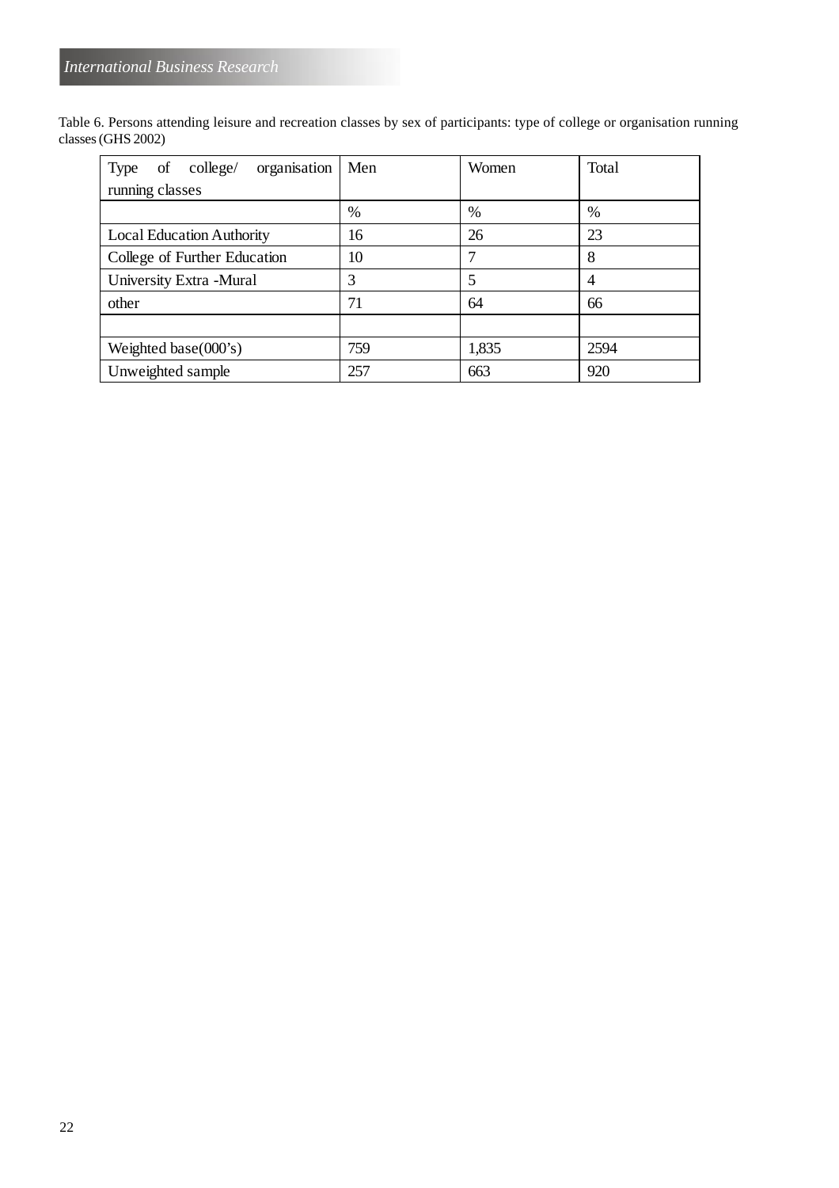Table 6. Persons attending leisure and recreation classes by sex of participants: type of college or organisation running classes (GHS 2002)

| Type of college/ organisation running classes | Men | Women | Total |
|---|---|---|---|
| | % | % | % |
| Local Education Authority | 16 | 26 | 23 |
| College of Further Education | 10 | 7 | 8 |
| University Extra -Mural | 3 | 5 | 4 |
| other | 71 | 64 | 66 |
| | | | |
| Weighted base(000's) | 759 | 1,835 | 2594 |
| Unweighted sample | 257 | 663 | 920 |